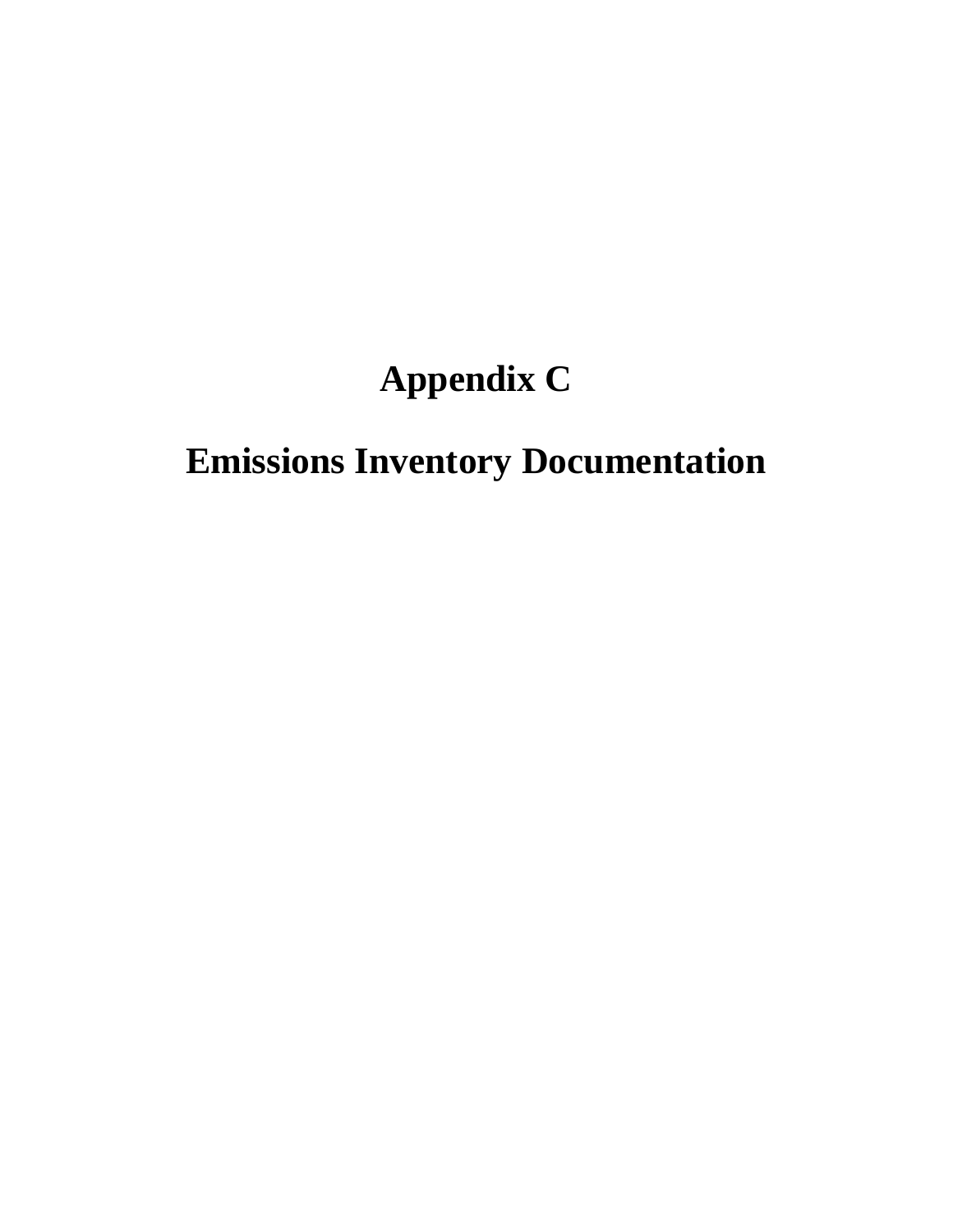# Appendix C

# Emissions Inventory Documentation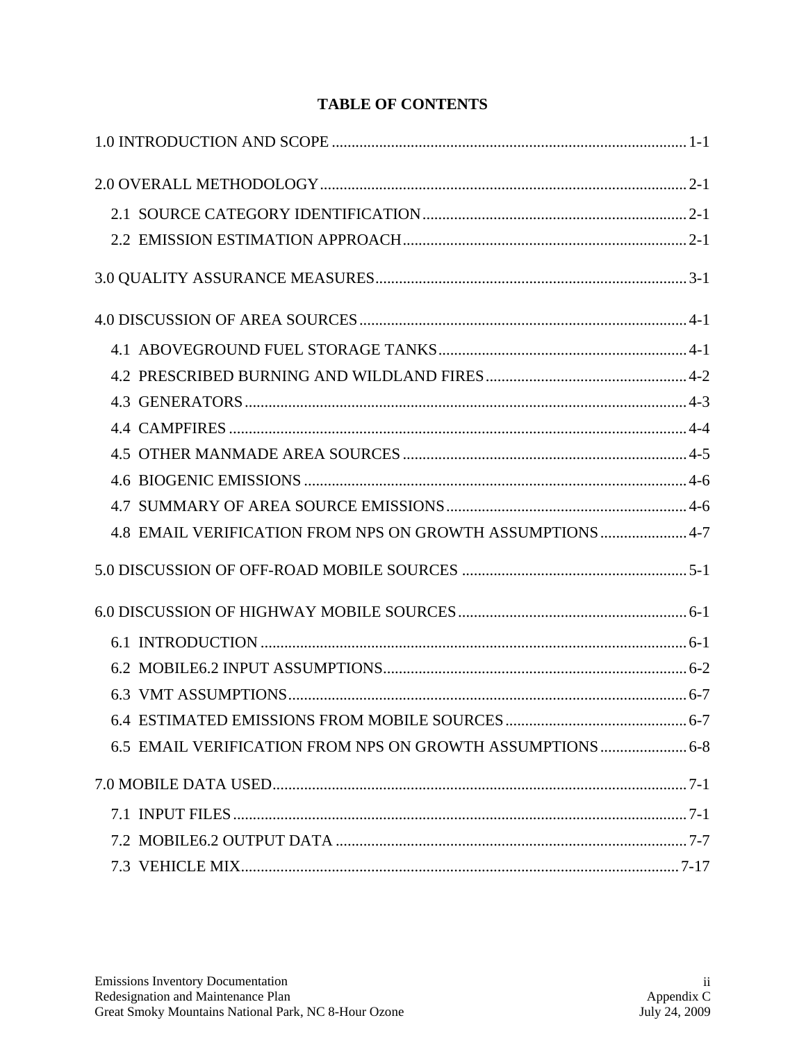# TABLE OF CONTENTS

1.0 INTRODUCTION AND SCOPE ........................................................................................ 1-1

2.0 OVERALL METHODOLOGY........................................................................................... 2-1

- 2.1 SOURCE CATEGORY IDENTIFICATION.................................................................. 2-1
- 2.2 EMISSION ESTIMATION APPROACH....................................................................... 2-1

3.0 QUALITY ASSURANCE MEASURES.............................................................................. 3-1

4.0 DISCUSSION OF AREA SOURCES.................................................................................. 4-1

- 4.1 ABOVEGROUND FUEL STORAGE TANKS.............................................................. 4-1
- 4.2 PRESCRIBED BURNING AND WILDLAND FIRES.................................................. 4-2
- 4.3 GENERATORS............................................................................................................... 4-3
- 4.4 CAMPFIRES ................................................................................................................... 4-4
- 4.5 OTHER MANMADE AREA SOURCES ....................................................................... 4-5
- 4.6 BIOGENIC EMISSIONS ................................................................................................ 4-6
- 4.7 SUMMARY OF AREA SOURCE EMISSIONS............................................................ 4-6
- 4.8 EMAIL VERIFICATION FROM NPS ON GROWTH ASSUMPTIONS..................... 4-7

5.0 DISCUSSION OF OFF-ROAD MOBILE SOURCES ........................................................ 5-1

6.0 DISCUSSION OF HIGHWAY MOBILE SOURCES......................................................... 6-1

- 6.1 INTRODUCTION ........................................................................................................... 6-1
- 6.2 MOBILE6.2 INPUT ASSUMPTIONS............................................................................ 6-2
- 6.3 VMT ASSUMPTIONS.................................................................................................... 6-7
- 6.4 ESTIMATED EMISSIONS FROM MOBILE SOURCES............................................. 6-7
- 6.5 EMAIL VERIFICATION FROM NPS ON GROWTH ASSUMPTIONS..................... 6-8

7.0 MOBILE DATA USED........................................................................................................ 7-1

- 7.1 INPUT FILES.................................................................................................................. 7-1
- 7.2 MOBILE6.2 OUTPUT DATA ........................................................................................ 7-7
- 7.3 VEHICLE MIX............................................................................................................... 7-17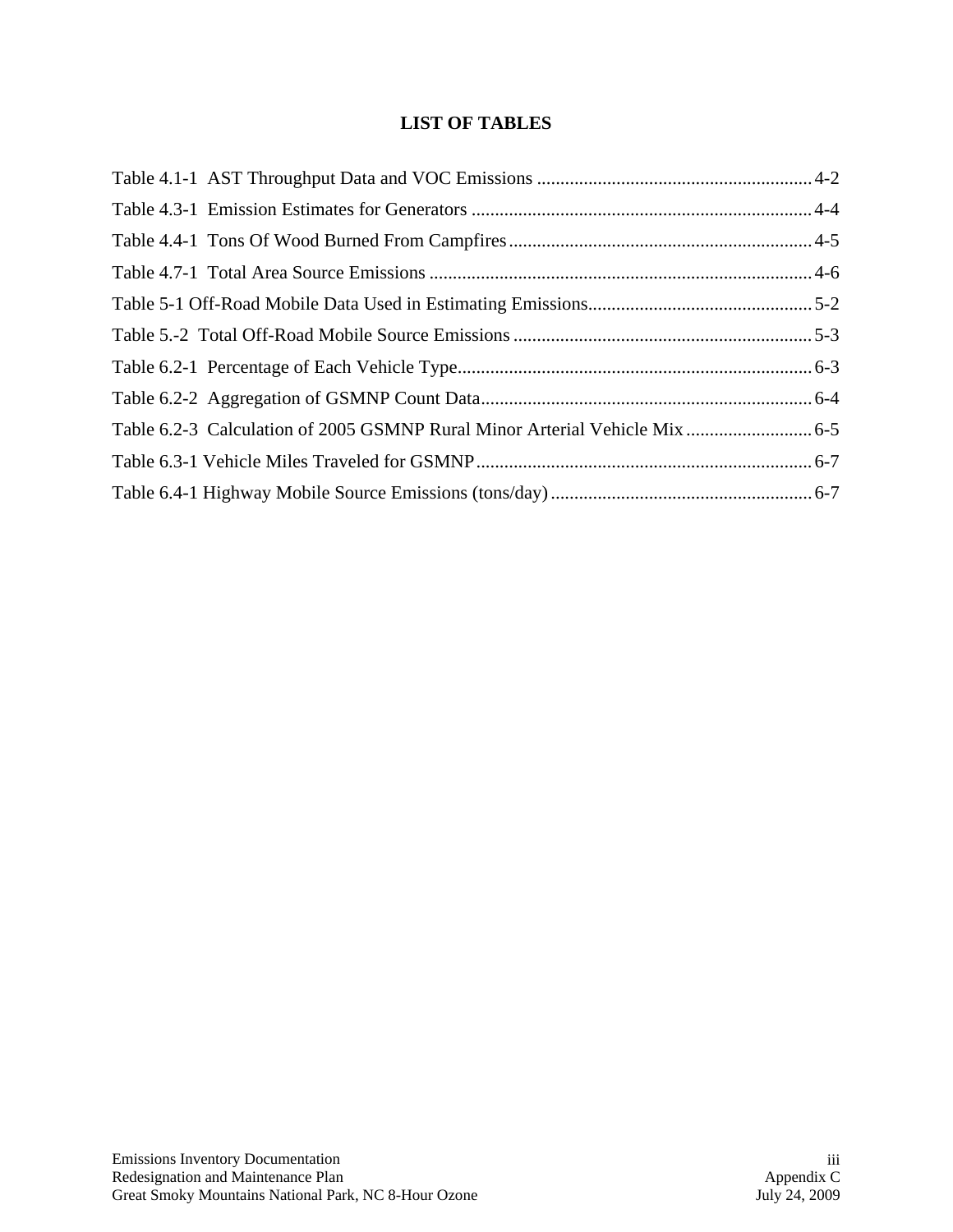# LIST OF TABLES

Table 4.1-1 AST Throughput Data and VOC Emissions ........................................................... 4-2
Table 4.3-1 Emission Estimates for Generators ......................................................................... 4-4
Table 4.4-1 Tons Of Wood Burned From Campfires................................................................. 4-5
Table 4.7-1 Total Area Source Emissions .................................................................................. 4-6
Table 5-1 Off-Road Mobile Data Used in Estimating Emissions................................................ 5-2
Table 5.-2 Total Off-Road Mobile Source Emissions ................................................................ 5-3
Table 6.2-1 Percentage of Each Vehicle Type............................................................................ 6-3
Table 6.2-2 Aggregation of GSMNP Count Data....................................................................... 6-4
Table 6.2-3 Calculation of 2005 GSMNP Rural Minor Arterial Vehicle Mix ........................... 6-5
Table 6.3-1 Vehicle Miles Traveled for GSMNP........................................................................ 6-7
Table 6.4-1 Highway Mobile Source Emissions (tons/day) ........................................................ 6-7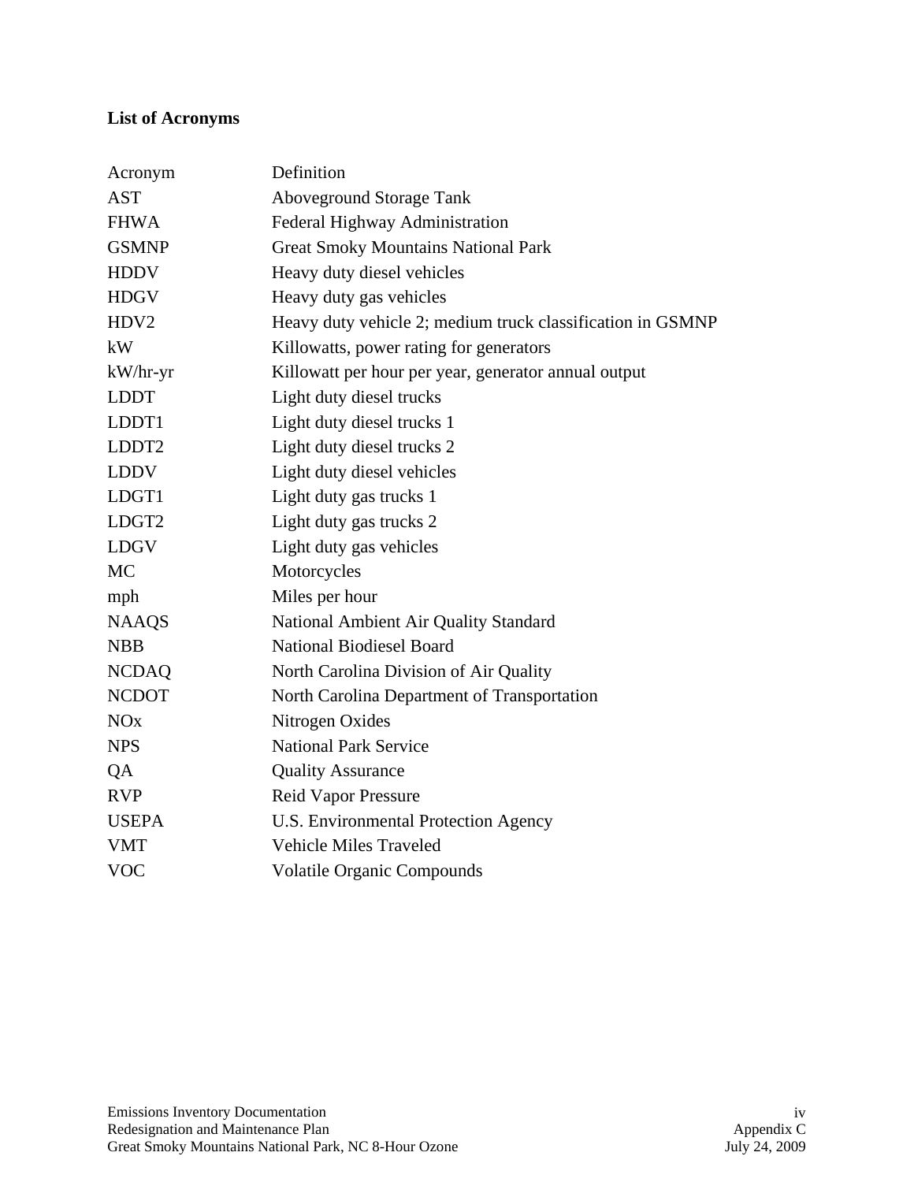**List of Acronyms**

| Acronym | Definition |
| --- | --- |
| AST | Aboveground Storage Tank |
| FHWA | Federal Highway Administration |
| GSMNP | Great Smoky Mountains National Park |
| HDDV | Heavy duty diesel vehicles |
| HDGV | Heavy duty gas vehicles |
| HDV2 | Heavy duty vehicle 2; medium truck classification in GSMNP |
| kW | Killowatts, power rating for generators |
| kW/hr-yr | Killowatt per hour per year, generator annual output |
| LDDT | Light duty diesel trucks |
| LDDT1 | Light duty diesel trucks 1 |
| LDDT2 | Light duty diesel trucks 2 |
| LDDV | Light duty diesel vehicles |
| LDGT1 | Light duty gas trucks 1 |
| LDGT2 | Light duty gas trucks 2 |
| LDGV | Light duty gas vehicles |
| MC | Motorcycles |
| mph | Miles per hour |
| NAAQS | National Ambient Air Quality Standard |
| NBB | National Biodiesel Board |
| NCDAQ | North Carolina Division of Air Quality |
| NCDOT | North Carolina Department of Transportation |
| NOx | Nitrogen Oxides |
| NPS | National Park Service |
| QA | Quality Assurance |
| RVP | Reid Vapor Pressure |
| USEPA | U.S. Environmental Protection Agency |
| VMT | Vehicle Miles Traveled |
| VOC | Volatile Organic Compounds |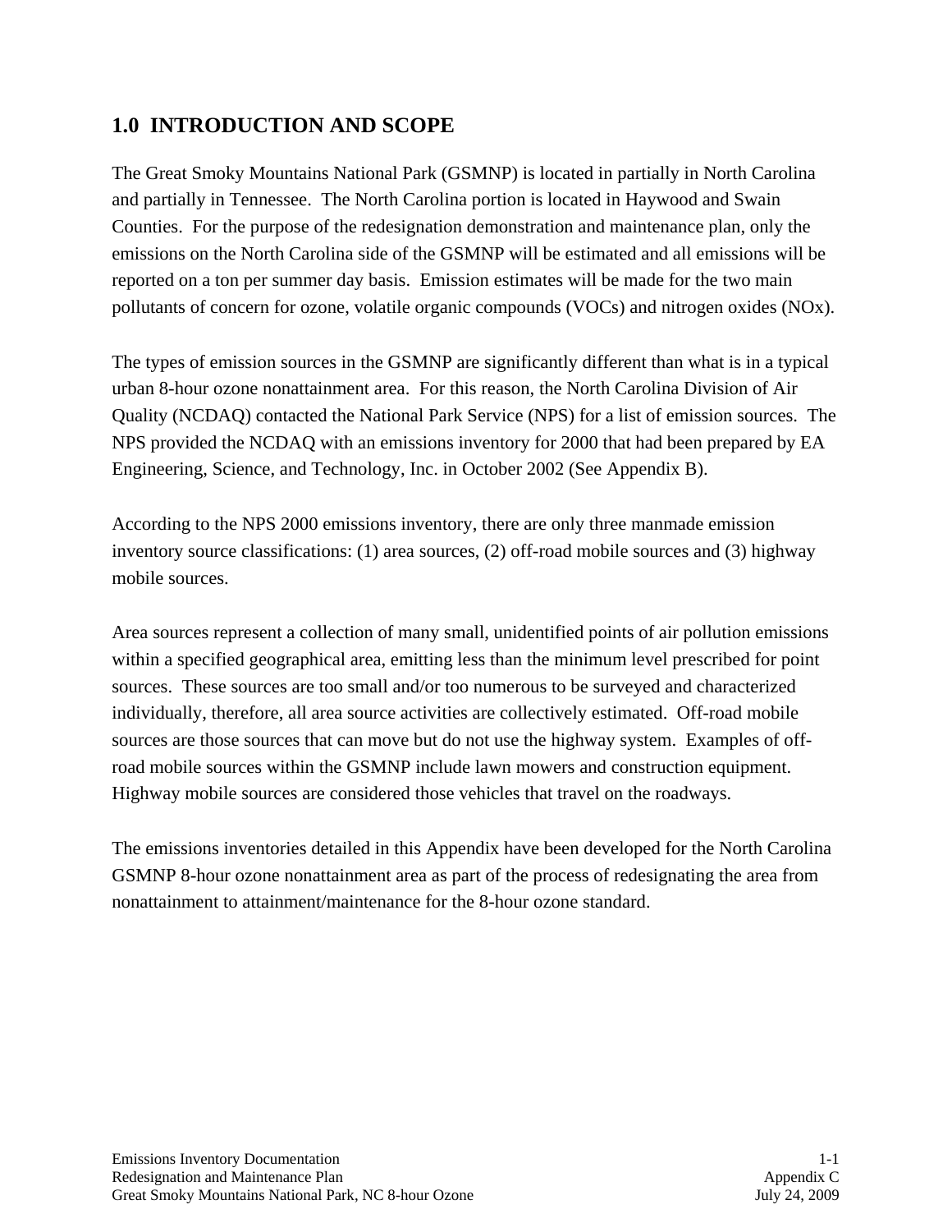## 1.0 INTRODUCTION AND SCOPE

The Great Smoky Mountains National Park (GSMNP) is located in partially in North Carolina and partially in Tennessee. The North Carolina portion is located in Haywood and Swain Counties. For the purpose of the redesignation demonstration and maintenance plan, only the emissions on the North Carolina side of the GSMNP will be estimated and all emissions will be reported on a ton per summer day basis. Emission estimates will be made for the two main pollutants of concern for ozone, volatile organic compounds (VOCs) and nitrogen oxides (NOx).

The types of emission sources in the GSMNP are significantly different than what is in a typical urban 8-hour ozone nonattainment area. For this reason, the North Carolina Division of Air Quality (NCDAQ) contacted the National Park Service (NPS) for a list of emission sources. The NPS provided the NCDAQ with an emissions inventory for 2000 that had been prepared by EA Engineering, Science, and Technology, Inc. in October 2002 (See Appendix B).

According to the NPS 2000 emissions inventory, there are only three manmade emission inventory source classifications: (1) area sources, (2) off-road mobile sources and (3) highway mobile sources.

Area sources represent a collection of many small, unidentified points of air pollution emissions within a specified geographical area, emitting less than the minimum level prescribed for point sources. These sources are too small and/or too numerous to be surveyed and characterized individually, therefore, all area source activities are collectively estimated. Off-road mobile sources are those sources that can move but do not use the highway system. Examples of off-road mobile sources within the GSMNP include lawn mowers and construction equipment. Highway mobile sources are considered those vehicles that travel on the roadways.

The emissions inventories detailed in this Appendix have been developed for the North Carolina GSMNP 8-hour ozone nonattainment area as part of the process of redesignating the area from nonattainment to attainment/maintenance for the 8-hour ozone standard.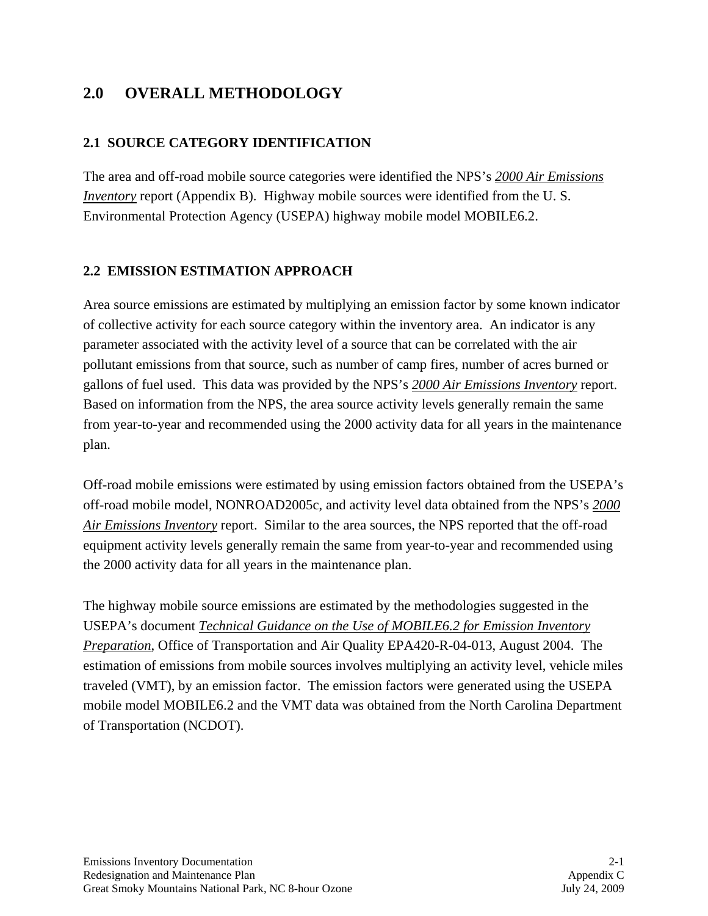# 2.0 OVERALL METHODOLOGY

## 2.1 SOURCE CATEGORY IDENTIFICATION

The area and off-road mobile source categories were identified the NPS's *2000 Air Emissions Inventory* report (Appendix B). Highway mobile sources were identified from the U. S. Environmental Protection Agency (USEPA) highway mobile model MOBILE6.2.

## 2.2 EMISSION ESTIMATION APPROACH

Area source emissions are estimated by multiplying an emission factor by some known indicator of collective activity for each source category within the inventory area. An indicator is any parameter associated with the activity level of a source that can be correlated with the air pollutant emissions from that source, such as number of camp fires, number of acres burned or gallons of fuel used. This data was provided by the NPS's *2000 Air Emissions Inventory* report. Based on information from the NPS, the area source activity levels generally remain the same from year-to-year and recommended using the 2000 activity data for all years in the maintenance plan.

Off-road mobile emissions were estimated by using emission factors obtained from the USEPA's off-road mobile model, NONROAD2005c, and activity level data obtained from the NPS's *2000 Air Emissions Inventory* report. Similar to the area sources, the NPS reported that the off-road equipment activity levels generally remain the same from year-to-year and recommended using the 2000 activity data for all years in the maintenance plan.

The highway mobile source emissions are estimated by the methodologies suggested in the USEPA's document *Technical Guidance on the Use of MOBILE6.2 for Emission Inventory Preparation*, Office of Transportation and Air Quality EPA420-R-04-013, August 2004. The estimation of emissions from mobile sources involves multiplying an activity level, vehicle miles traveled (VMT), by an emission factor. The emission factors were generated using the USEPA mobile model MOBILE6.2 and the VMT data was obtained from the North Carolina Department of Transportation (NCDOT).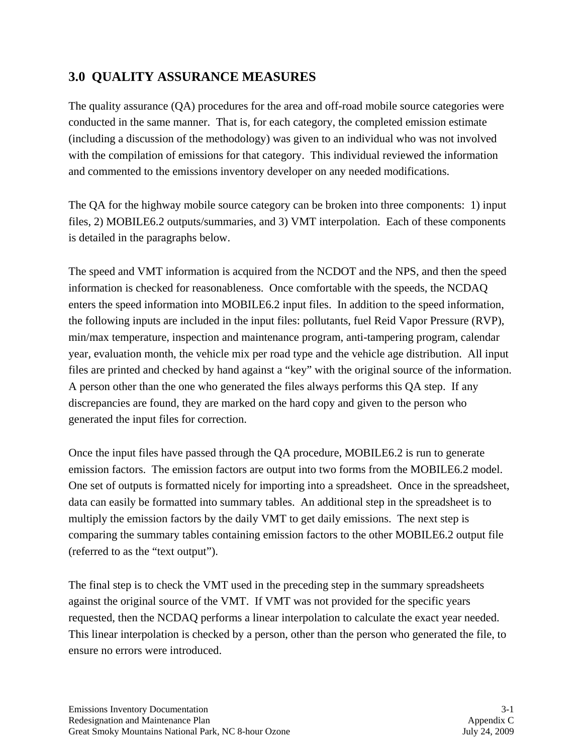## 3.0 QUALITY ASSURANCE MEASURES

The quality assurance (QA) procedures for the area and off-road mobile source categories were conducted in the same manner. That is, for each category, the completed emission estimate (including a discussion of the methodology) was given to an individual who was not involved with the compilation of emissions for that category. This individual reviewed the information and commented to the emissions inventory developer on any needed modifications.

The QA for the highway mobile source category can be broken into three components: 1) input files, 2) MOBILE6.2 outputs/summaries, and 3) VMT interpolation. Each of these components is detailed in the paragraphs below.

The speed and VMT information is acquired from the NCDOT and the NPS, and then the speed information is checked for reasonableness. Once comfortable with the speeds, the NCDAQ enters the speed information into MOBILE6.2 input files. In addition to the speed information, the following inputs are included in the input files: pollutants, fuel Reid Vapor Pressure (RVP), min/max temperature, inspection and maintenance program, anti-tampering program, calendar year, evaluation month, the vehicle mix per road type and the vehicle age distribution. All input files are printed and checked by hand against a "key" with the original source of the information. A person other than the one who generated the files always performs this QA step. If any discrepancies are found, they are marked on the hard copy and given to the person who generated the input files for correction.

Once the input files have passed through the QA procedure, MOBILE6.2 is run to generate emission factors. The emission factors are output into two forms from the MOBILE6.2 model. One set of outputs is formatted nicely for importing into a spreadsheet. Once in the spreadsheet, data can easily be formatted into summary tables. An additional step in the spreadsheet is to multiply the emission factors by the daily VMT to get daily emissions. The next step is comparing the summary tables containing emission factors to the other MOBILE6.2 output file (referred to as the "text output").

The final step is to check the VMT used in the preceding step in the summary spreadsheets against the original source of the VMT. If VMT was not provided for the specific years requested, then the NCDAQ performs a linear interpolation to calculate the exact year needed. This linear interpolation is checked by a person, other than the person who generated the file, to ensure no errors were introduced.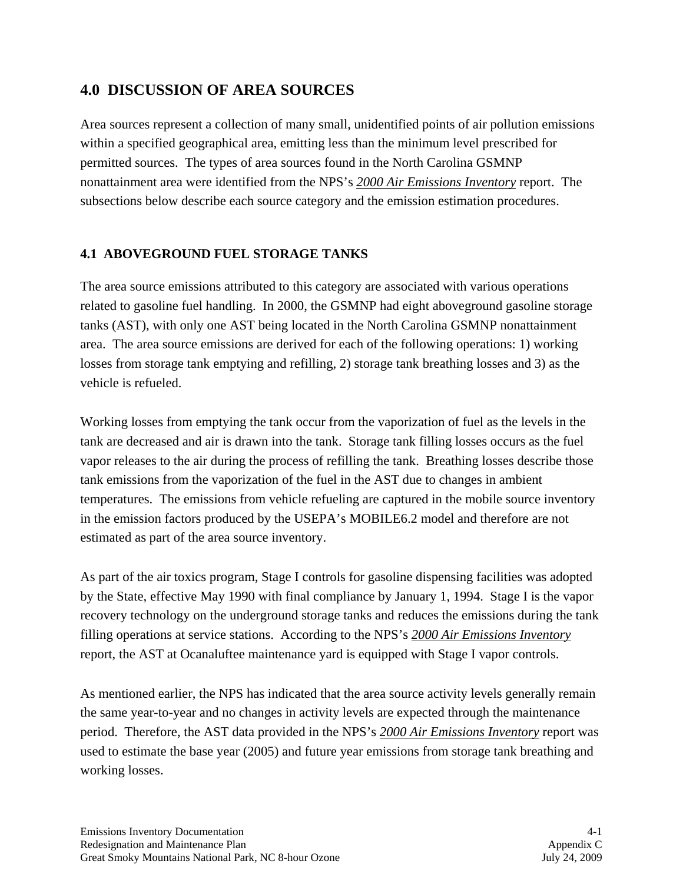## 4.0 DISCUSSION OF AREA SOURCES

Area sources represent a collection of many small, unidentified points of air pollution emissions within a specified geographical area, emitting less than the minimum level prescribed for permitted sources. The types of area sources found in the North Carolina GSMNP nonattainment area were identified from the NPS's *2000 Air Emissions Inventory* report. The subsections below describe each source category and the emission estimation procedures.

### 4.1 ABOVEGROUND FUEL STORAGE TANKS

The area source emissions attributed to this category are associated with various operations related to gasoline fuel handling. In 2000, the GSMNP had eight aboveground gasoline storage tanks (AST), with only one AST being located in the North Carolina GSMNP nonattainment area. The area source emissions are derived for each of the following operations: 1) working losses from storage tank emptying and refilling, 2) storage tank breathing losses and 3) as the vehicle is refueled.

Working losses from emptying the tank occur from the vaporization of fuel as the levels in the tank are decreased and air is drawn into the tank. Storage tank filling losses occurs as the fuel vapor releases to the air during the process of refilling the tank. Breathing losses describe those tank emissions from the vaporization of the fuel in the AST due to changes in ambient temperatures. The emissions from vehicle refueling are captured in the mobile source inventory in the emission factors produced by the USEPA's MOBILE6.2 model and therefore are not estimated as part of the area source inventory.

As part of the air toxics program, Stage I controls for gasoline dispensing facilities was adopted by the State, effective May 1990 with final compliance by January 1, 1994. Stage I is the vapor recovery technology on the underground storage tanks and reduces the emissions during the tank filling operations at service stations. According to the NPS's *2000 Air Emissions Inventory* report, the AST at Ocanaluftee maintenance yard is equipped with Stage I vapor controls.

As mentioned earlier, the NPS has indicated that the area source activity levels generally remain the same year-to-year and no changes in activity levels are expected through the maintenance period. Therefore, the AST data provided in the NPS's *2000 Air Emissions Inventory* report was used to estimate the base year (2005) and future year emissions from storage tank breathing and working losses.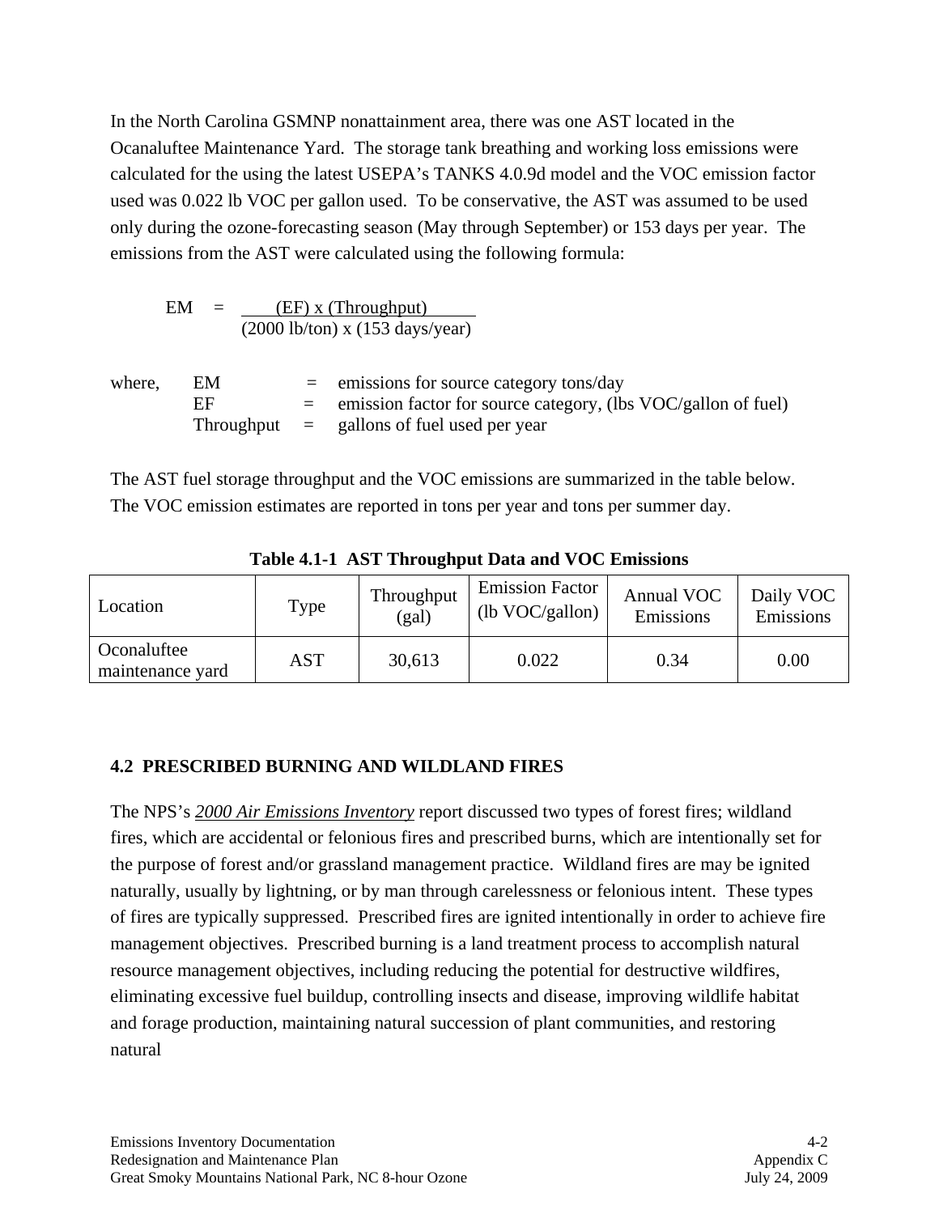In the North Carolina GSMNP nonattainment area, there was one AST located in the Ocanaluftee Maintenance Yard. The storage tank breathing and working loss emissions were calculated for the using the latest USEPA's TANKS 4.0.9d model and the VOC emission factor used was 0.022 lb VOC per gallon used. To be conservative, the AST was assumed to be used only during the ozone-forecasting season (May through September) or 153 days per year. The emissions from the AST were calculated using the following formula:

$$EM = \frac{(EF) \times (Throughput)}{(2000 \text{ lb/ton}) \times (153 \text{ days/year})}$$

where,
- EM = emissions for source category tons/day
- EF = emission factor for source category, (lbs VOC/gallon of fuel)
- Throughput = gallons of fuel used per year

The AST fuel storage throughput and the VOC emissions are summarized in the table below. The VOC emission estimates are reported in tons per year and tons per summer day.

**Table 4.1-1 AST Throughput Data and VOC Emissions**

| Location | Type | Throughput (gal) | Emission Factor (lb VOC/gallon) | Annual VOC Emissions | Daily VOC Emissions |
|---|---|---|---|---|---|
| Oconaluftee maintenance yard | AST | 30,613 | 0.022 | 0.34 | 0.00 |

## 4.2 PRESCRIBED BURNING AND WILDLAND FIRES

The NPS's *2000 Air Emissions Inventory* report discussed two types of forest fires; wildland fires, which are accidental or felonious fires and prescribed burns, which are intentionally set for the purpose of forest and/or grassland management practice. Wildland fires are may be ignited naturally, usually by lightning, or by man through carelessness or felonious intent. These types of fires are typically suppressed. Prescribed fires are ignited intentionally in order to achieve fire management objectives. Prescribed burning is a land treatment process to accomplish natural resource management objectives, including reducing the potential for destructive wildfires, eliminating excessive fuel buildup, controlling insects and disease, improving wildlife habitat and forage production, maintaining natural succession of plant communities, and restoring natural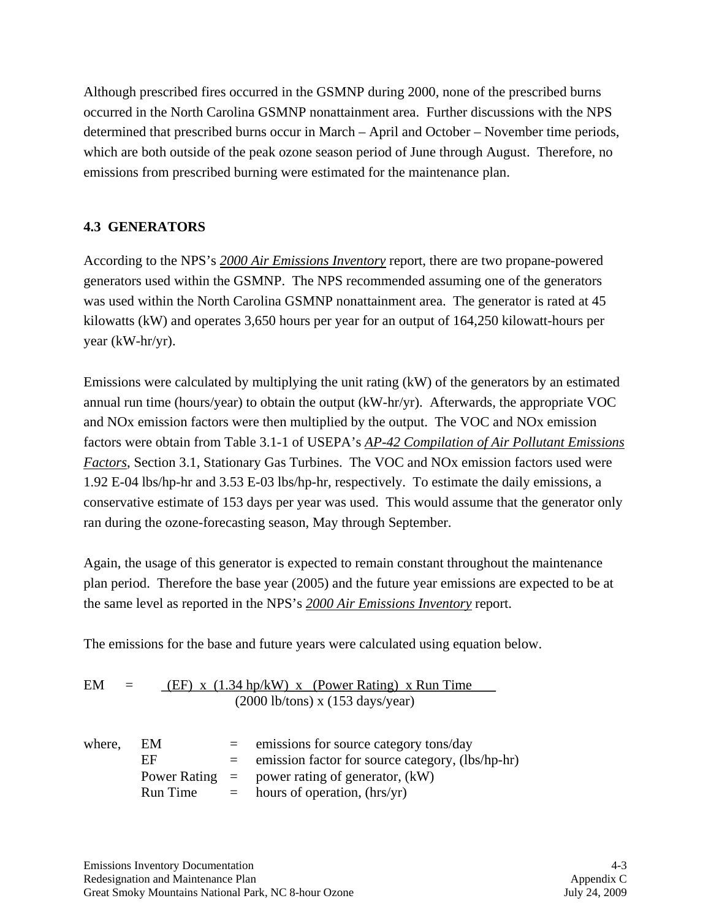Although prescribed fires occurred in the GSMNP during 2000, none of the prescribed burns occurred in the North Carolina GSMNP nonattainment area. Further discussions with the NPS determined that prescribed burns occur in March – April and October – November time periods, which are both outside of the peak ozone season period of June through August. Therefore, no emissions from prescribed burning were estimated for the maintenance plan.

## 4.3 GENERATORS

According to the NPS's *2000 Air Emissions Inventory* report, there are two propane-powered generators used within the GSMNP. The NPS recommended assuming one of the generators was used within the North Carolina GSMNP nonattainment area. The generator is rated at 45 kilowatts (kW) and operates 3,650 hours per year for an output of 164,250 kilowatt-hours per year (kW-hr/yr).

Emissions were calculated by multiplying the unit rating (kW) of the generators by an estimated annual run time (hours/year) to obtain the output (kW-hr/yr). Afterwards, the appropriate VOC and NOx emission factors were then multiplied by the output. The VOC and NOx emission factors were obtain from Table 3.1-1 of USEPA's *AP-42 Compilation of Air Pollutant Emissions Factors*, Section 3.1, Stationary Gas Turbines. The VOC and NOx emission factors used were 1.92 E-04 lbs/hp-hr and 3.53 E-03 lbs/hp-hr, respectively. To estimate the daily emissions, a conservative estimate of 153 days per year was used. This would assume that the generator only ran during the ozone-forecasting season, May through September.

Again, the usage of this generator is expected to remain constant throughout the maintenance plan period. Therefore the base year (2005) and the future year emissions are expected to be at the same level as reported in the NPS's *2000 Air Emissions Inventory* report.

The emissions for the base and future years were calculated using equation below.

$$EM = \frac{(EF) \times (1.34 \text{ hp/kW}) \times (\text{Power Rating}) \times \text{Run Time}}{(2000 \text{ lb/tons}) \times (153 \text{ days/year})}$$

where,

| | | |
|---|---|---|
| EM | = | emissions for source category tons/day |
| EF | = | emission factor for source category, (lbs/hp-hr) |
| Power Rating | = | power rating of generator, (kW) |
| Run Time | = | hours of operation, (hrs/yr) |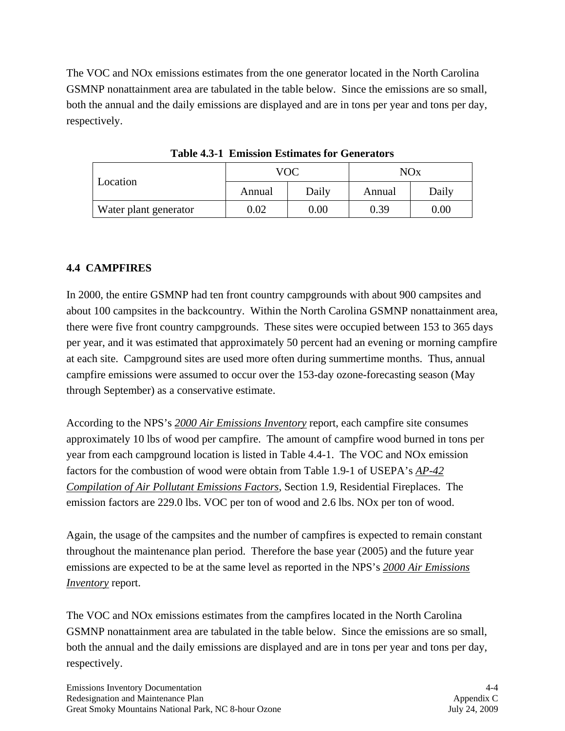The VOC and NOx emissions estimates from the one generator located in the North Carolina GSMNP nonattainment area are tabulated in the table below. Since the emissions are so small, both the annual and the daily emissions are displayed and are in tons per year and tons per day, respectively.

**Table 4.3-1 Emission Estimates for Generators**

| Location | VOC | | NOx | |
|---|---|---|---|---|
| | Annual | Daily | Annual | Daily |
| Water plant generator | 0.02 | 0.00 | 0.39 | 0.00 |

## 4.4 CAMPFIRES

In 2000, the entire GSMNP had ten front country campgrounds with about 900 campsites and about 100 campsites in the backcountry. Within the North Carolina GSMNP nonattainment area, there were five front country campgrounds. These sites were occupied between 153 to 365 days per year, and it was estimated that approximately 50 percent had an evening or morning campfire at each site. Campground sites are used more often during summertime months. Thus, annual campfire emissions were assumed to occur over the 153-day ozone-forecasting season (May through September) as a conservative estimate.

According to the NPS's *2000 Air Emissions Inventory* report, each campfire site consumes approximately 10 lbs of wood per campfire. The amount of campfire wood burned in tons per year from each campground location is listed in Table 4.4-1. The VOC and NOx emission factors for the combustion of wood were obtain from Table 1.9-1 of USEPA's *AP-42 Compilation of Air Pollutant Emissions Factors*, Section 1.9, Residential Fireplaces. The emission factors are 229.0 lbs. VOC per ton of wood and 2.6 lbs. NOx per ton of wood.

Again, the usage of the campsites and the number of campfires is expected to remain constant throughout the maintenance plan period. Therefore the base year (2005) and the future year emissions are expected to be at the same level as reported in the NPS's *2000 Air Emissions Inventory* report.

The VOC and NOx emissions estimates from the campfires located in the North Carolina GSMNP nonattainment area are tabulated in the table below. Since the emissions are so small, both the annual and the daily emissions are displayed and are in tons per year and tons per day, respectively.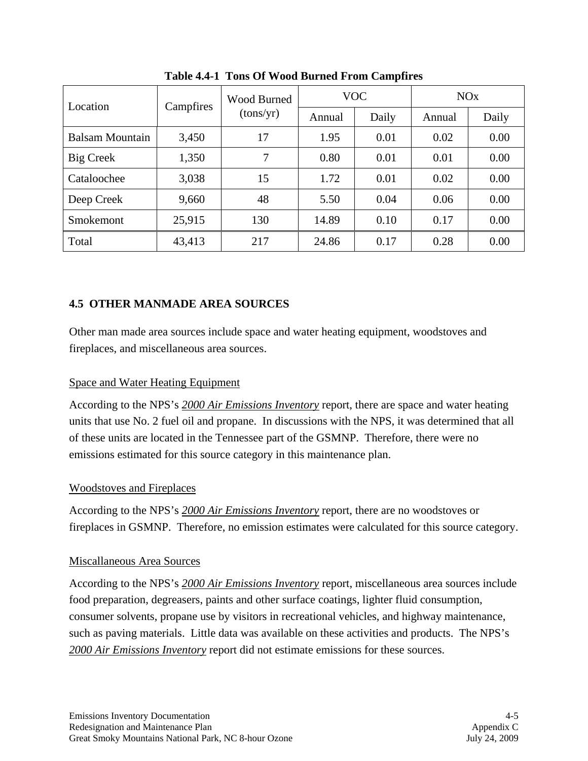**Table 4.4-1 Tons Of Wood Burned From Campfires**

| Location | Campfires | Wood Burned (tons/yr) | VOC | | NOx | |
|---|---|---|---|---|---|---|
| | | | Annual | Daily | Annual | Daily |
| Balsam Mountain | 3,450 | 17 | 1.95 | 0.01 | 0.02 | 0.00 |
| Big Creek | 1,350 | 7 | 0.80 | 0.01 | 0.01 | 0.00 |
| Cataloochee | 3,038 | 15 | 1.72 | 0.01 | 0.02 | 0.00 |
| Deep Creek | 9,660 | 48 | 5.50 | 0.04 | 0.06 | 0.00 |
| Smokemont | 25,915 | 130 | 14.89 | 0.10 | 0.17 | 0.00 |
| Total | 43,413 | 217 | 24.86 | 0.17 | 0.28 | 0.00 |

## 4.5 OTHER MANMADE AREA SOURCES

Other man made area sources include space and water heating equipment, woodstoves and fireplaces, and miscellaneous area sources.

### Space and Water Heating Equipment

According to the NPS's *2000 Air Emissions Inventory* report, there are space and water heating units that use No. 2 fuel oil and propane. In discussions with the NPS, it was determined that all of these units are located in the Tennessee part of the GSMNP. Therefore, there were no emissions estimated for this source category in this maintenance plan.

### Woodstoves and Fireplaces

According to the NPS's *2000 Air Emissions Inventory* report, there are no woodstoves or fireplaces in GSMNP. Therefore, no emission estimates were calculated for this source category.

### Miscallaneous Area Sources

According to the NPS's *2000 Air Emissions Inventory* report, miscellaneous area sources include food preparation, degreasers, paints and other surface coatings, lighter fluid consumption, consumer solvents, propane use by visitors in recreational vehicles, and highway maintenance, such as paving materials. Little data was available on these activities and products. The NPS's *2000 Air Emissions Inventory* report did not estimate emissions for these sources.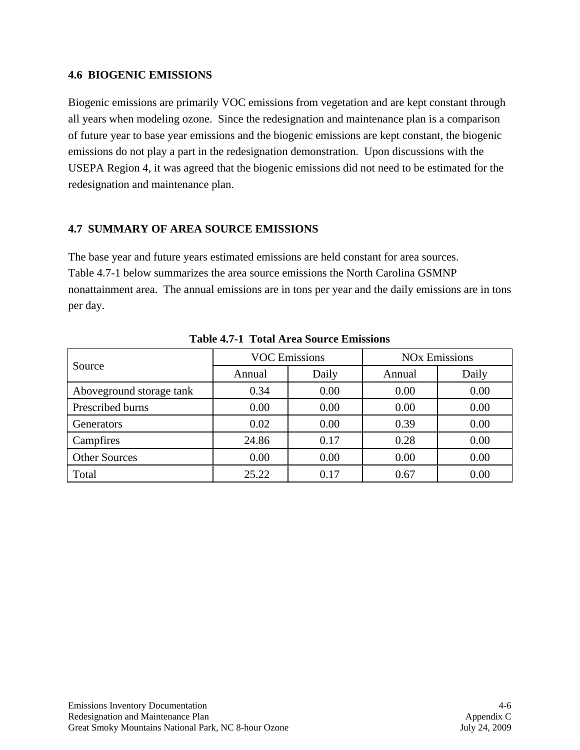## 4.6 BIOGENIC EMISSIONS

Biogenic emissions are primarily VOC emissions from vegetation and are kept constant through all years when modeling ozone. Since the redesignation and maintenance plan is a comparison of future year to base year emissions and the biogenic emissions are kept constant, the biogenic emissions do not play a part in the redesignation demonstration. Upon discussions with the USEPA Region 4, it was agreed that the biogenic emissions did not need to be estimated for the redesignation and maintenance plan.

## 4.7 SUMMARY OF AREA SOURCE EMISSIONS

The base year and future years estimated emissions are held constant for area sources. Table 4.7-1 below summarizes the area source emissions the North Carolina GSMNP nonattainment area. The annual emissions are in tons per year and the daily emissions are in tons per day.

**Table 4.7-1 Total Area Source Emissions**

| Source | VOC Emissions | | NOx Emissions | |
|---|---|---|---|---|
| | Annual | Daily | Annual | Daily |
| Aboveground storage tank | 0.34 | 0.00 | 0.00 | 0.00 |
| Prescribed burns | 0.00 | 0.00 | 0.00 | 0.00 |
| Generators | 0.02 | 0.00 | 0.39 | 0.00 |
| Campfires | 24.86 | 0.17 | 0.28 | 0.00 |
| Other Sources | 0.00 | 0.00 | 0.00 | 0.00 |
| Total | 25.22 | 0.17 | 0.67 | 0.00 |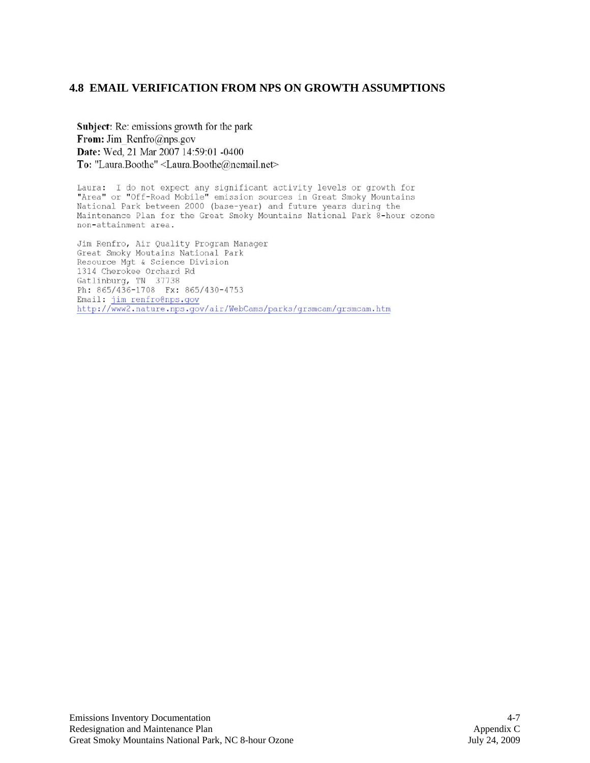## 4.8 EMAIL VERIFICATION FROM NPS ON GROWTH ASSUMPTIONS

**Subject**: Re: emissions growth for the park
**From:** Jim_Renfro@nps.gov
**Date:** Wed, 21 Mar 2007 14:59:01 -0400
**To**: "Laura.Boothe" <Laura.Boothe@ncmail.net>

Laura: I do not expect any significant activity levels or growth for "Area" or "Off-Road Mobile" emission sources in Great Smoky Mountains National Park between 2000 (base-year) and future years during the Maintenance Plan for the Great Smoky Mountains National Park 8-hour ozone non-attainment area.

Jim Renfro, Air Quality Program Manager
Great Smoky Moutains National Park
Resource Mgt & Science Division
1314 Cherokee Orchard Rd
Gatlinburg, TN 37738
Ph: 865/436-1708 Fx: 865/430-4753
Email: jim_renfro@nps.gov
http://www2.nature.nps.gov/air/WebCams/parks/grsmcam/grsmcam.htm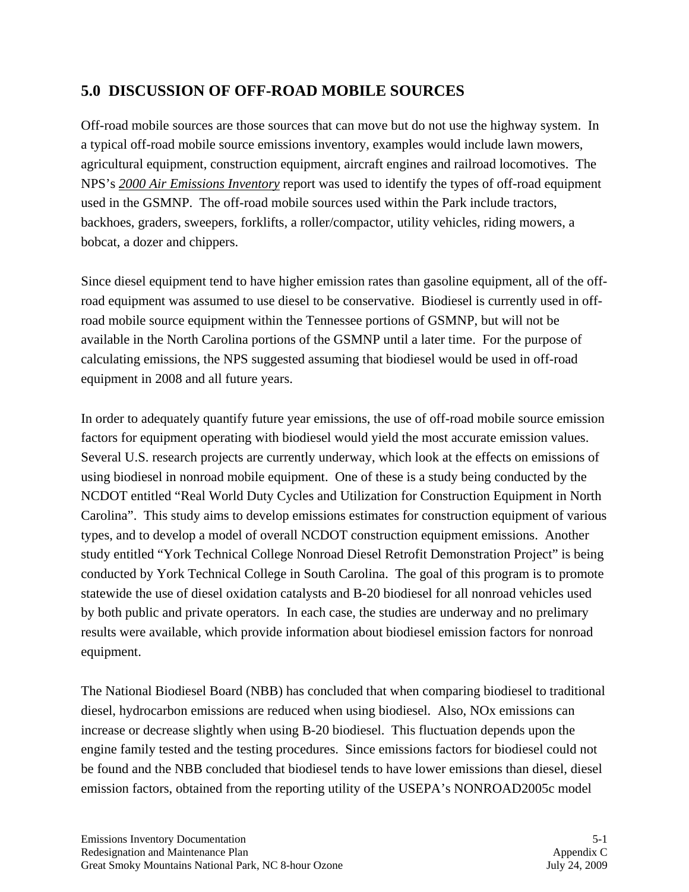## 5.0 DISCUSSION OF OFF-ROAD MOBILE SOURCES

Off-road mobile sources are those sources that can move but do not use the highway system. In a typical off-road mobile source emissions inventory, examples would include lawn mowers, agricultural equipment, construction equipment, aircraft engines and railroad locomotives. The NPS's *2000 Air Emissions Inventory* report was used to identify the types of off-road equipment used in the GSMNP. The off-road mobile sources used within the Park include tractors, backhoes, graders, sweepers, forklifts, a roller/compactor, utility vehicles, riding mowers, a bobcat, a dozer and chippers.

Since diesel equipment tend to have higher emission rates than gasoline equipment, all of the off-road equipment was assumed to use diesel to be conservative. Biodiesel is currently used in off-road mobile source equipment within the Tennessee portions of GSMNP, but will not be available in the North Carolina portions of the GSMNP until a later time. For the purpose of calculating emissions, the NPS suggested assuming that biodiesel would be used in off-road equipment in 2008 and all future years.

In order to adequately quantify future year emissions, the use of off-road mobile source emission factors for equipment operating with biodiesel would yield the most accurate emission values. Several U.S. research projects are currently underway, which look at the effects on emissions of using biodiesel in nonroad mobile equipment. One of these is a study being conducted by the NCDOT entitled "Real World Duty Cycles and Utilization for Construction Equipment in North Carolina". This study aims to develop emissions estimates for construction equipment of various types, and to develop a model of overall NCDOT construction equipment emissions. Another study entitled "York Technical College Nonroad Diesel Retrofit Demonstration Project" is being conducted by York Technical College in South Carolina. The goal of this program is to promote statewide the use of diesel oxidation catalysts and B-20 biodiesel for all nonroad vehicles used by both public and private operators. In each case, the studies are underway and no prelimary results were available, which provide information about biodiesel emission factors for nonroad equipment.

The National Biodiesel Board (NBB) has concluded that when comparing biodiesel to traditional diesel, hydrocarbon emissions are reduced when using biodiesel. Also, NOx emissions can increase or decrease slightly when using B-20 biodiesel. This fluctuation depends upon the engine family tested and the testing procedures. Since emissions factors for biodiesel could not be found and the NBB concluded that biodiesel tends to have lower emissions than diesel, diesel emission factors, obtained from the reporting utility of the USEPA's NONROAD2005c model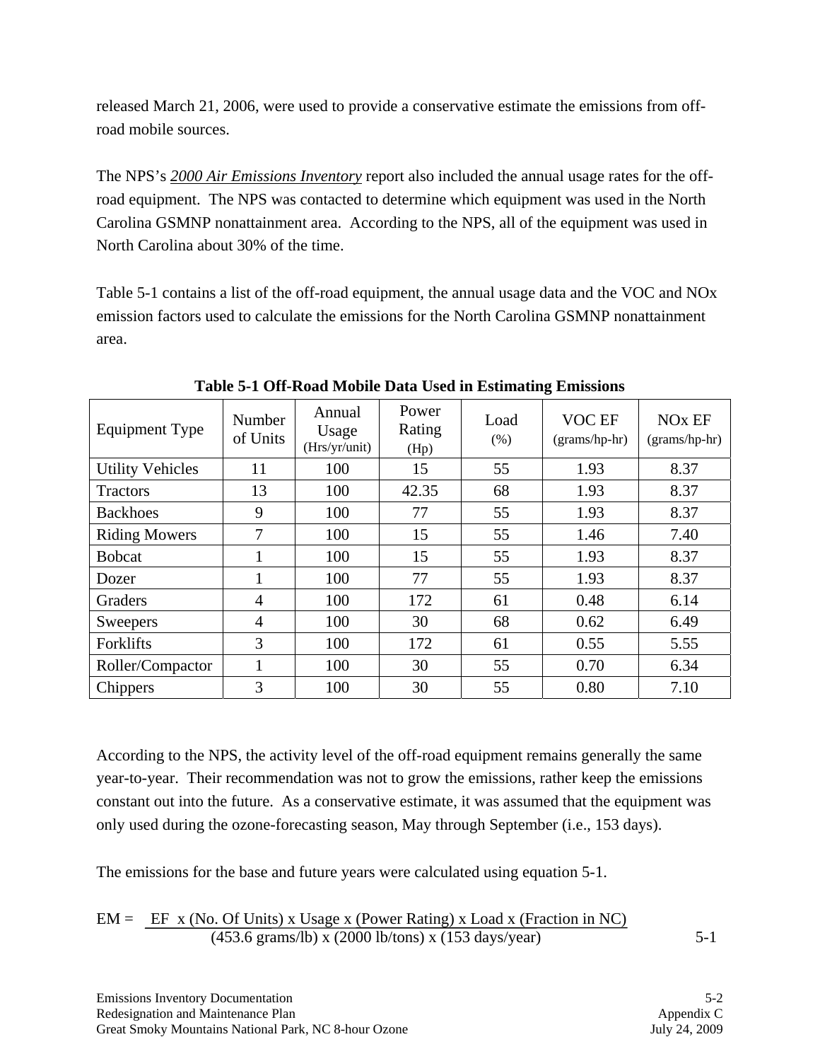released March 21, 2006, were used to provide a conservative estimate the emissions from off-road mobile sources.

The NPS's *2000 Air Emissions Inventory* report also included the annual usage rates for the off-road equipment. The NPS was contacted to determine which equipment was used in the North Carolina GSMNP nonattainment area. According to the NPS, all of the equipment was used in North Carolina about 30% of the time.

Table 5-1 contains a list of the off-road equipment, the annual usage data and the VOC and NOx emission factors used to calculate the emissions for the North Carolina GSMNP nonattainment area.

**Table 5-1 Off-Road Mobile Data Used in Estimating Emissions**

| Equipment Type | Number of Units | Annual Usage (Hrs/yr/unit) | Power Rating (Hp) | Load (%) | VOC EF (grams/hp-hr) | NOx EF (grams/hp-hr) |
|---|---|---|---|---|---|---|
| Utility Vehicles | 11 | 100 | 15 | 55 | 1.93 | 8.37 |
| Tractors | 13 | 100 | 42.35 | 68 | 1.93 | 8.37 |
| Backhoes | 9 | 100 | 77 | 55 | 1.93 | 8.37 |
| Riding Mowers | 7 | 100 | 15 | 55 | 1.46 | 7.40 |
| Bobcat | 1 | 100 | 15 | 55 | 1.93 | 8.37 |
| Dozer | 1 | 100 | 77 | 55 | 1.93 | 8.37 |
| Graders | 4 | 100 | 172 | 61 | 0.48 | 6.14 |
| Sweepers | 4 | 100 | 30 | 68 | 0.62 | 6.49 |
| Forklifts | 3 | 100 | 172 | 61 | 0.55 | 5.55 |
| Roller/Compactor | 1 | 100 | 30 | 55 | 0.70 | 6.34 |
| Chippers | 3 | 100 | 30 | 55 | 0.80 | 7.10 |

According to the NPS, the activity level of the off-road equipment remains generally the same year-to-year. Their recommendation was not to grow the emissions, rather keep the emissions constant out into the future. As a conservative estimate, it was assumed that the equipment was only used during the ozone-forecasting season, May through September (i.e., 153 days).

The emissions for the base and future years were calculated using equation 5-1.

$$EM = \frac{EF \times (\text{No. Of Units}) \times \text{Usage} \times (\text{Power Rating}) \times \text{Load} \times (\text{Fraction in NC})}{(453.6 \text{ grams/lb}) \times (2000 \text{ lb/tons}) \times (153 \text{ days/year})} \qquad 5\text{-}1$$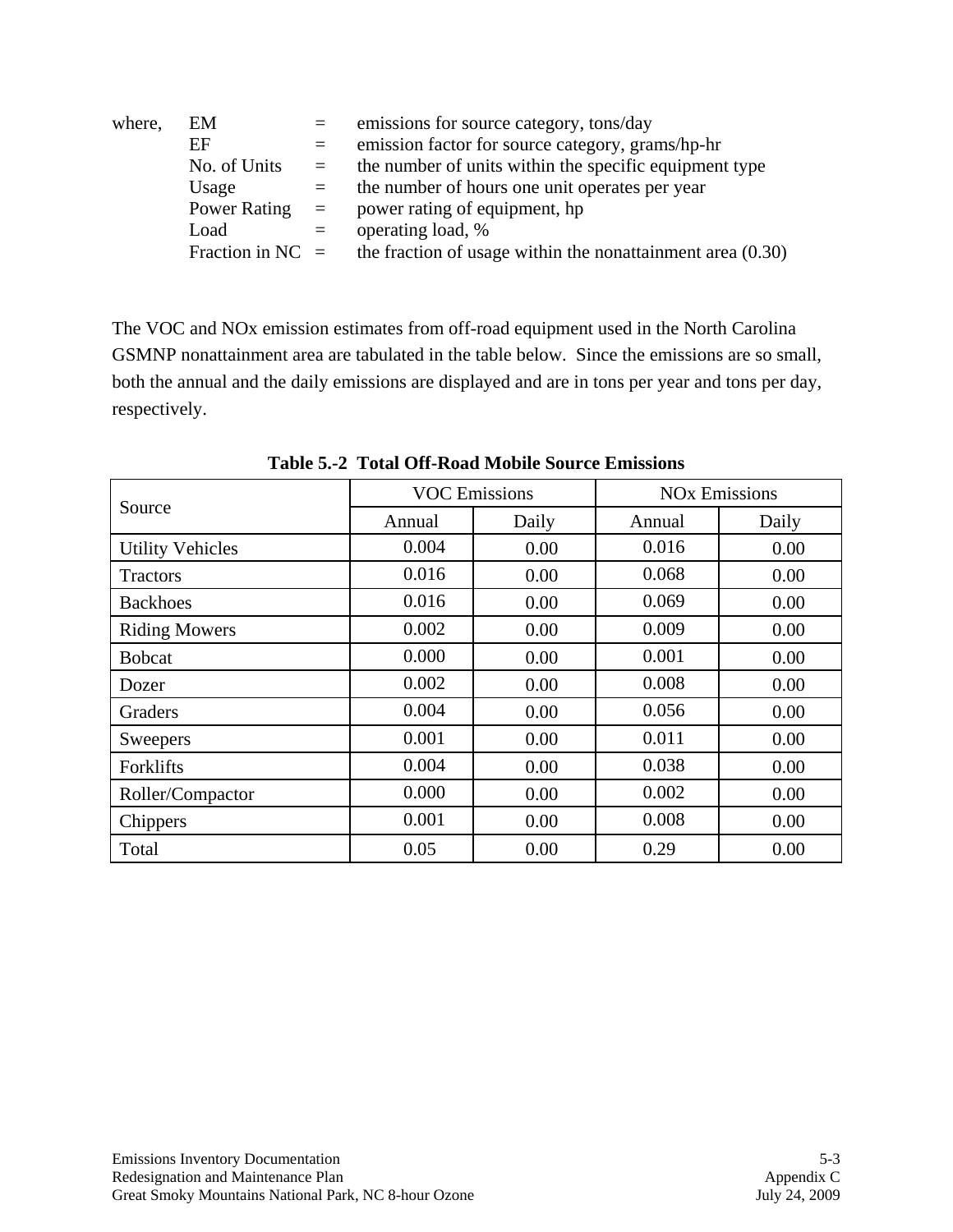where,

| | | |
|---|---|---|
| EM | = | emissions for source category, tons/day |
| EF | = | emission factor for source category, grams/hp-hr |
| No. of Units | = | the number of units within the specific equipment type |
| Usage | = | the number of hours one unit operates per year |
| Power Rating | = | power rating of equipment, hp |
| Load | = | operating load, % |
| Fraction in NC | = | the fraction of usage within the nonattainment area (0.30) |

The VOC and NOx emission estimates from off-road equipment used in the North Carolina GSMNP nonattainment area are tabulated in the table below. Since the emissions are so small, both the annual and the daily emissions are displayed and are in tons per year and tons per day, respectively.

**Table 5.-2 Total Off-Road Mobile Source Emissions**

| Source | VOC Emissions | | NOx Emissions | |
|---|---|---|---|---|
| | Annual | Daily | Annual | Daily |
| Utility Vehicles | 0.004 | 0.00 | 0.016 | 0.00 |
| Tractors | 0.016 | 0.00 | 0.068 | 0.00 |
| Backhoes | 0.016 | 0.00 | 0.069 | 0.00 |
| Riding Mowers | 0.002 | 0.00 | 0.009 | 0.00 |
| Bobcat | 0.000 | 0.00 | 0.001 | 0.00 |
| Dozer | 0.002 | 0.00 | 0.008 | 0.00 |
| Graders | 0.004 | 0.00 | 0.056 | 0.00 |
| Sweepers | 0.001 | 0.00 | 0.011 | 0.00 |
| Forklifts | 0.004 | 0.00 | 0.038 | 0.00 |
| Roller/Compactor | 0.000 | 0.00 | 0.002 | 0.00 |
| Chippers | 0.001 | 0.00 | 0.008 | 0.00 |
| Total | 0.05 | 0.00 | 0.29 | 0.00 |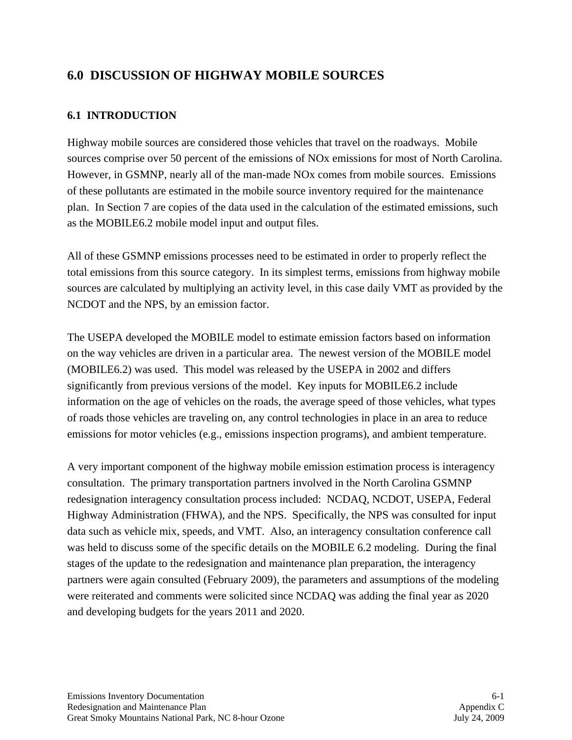# 6.0 DISCUSSION OF HIGHWAY MOBILE SOURCES

## 6.1 INTRODUCTION

Highway mobile sources are considered those vehicles that travel on the roadways. Mobile sources comprise over 50 percent of the emissions of NOx emissions for most of North Carolina. However, in GSMNP, nearly all of the man-made NOx comes from mobile sources. Emissions of these pollutants are estimated in the mobile source inventory required for the maintenance plan. In Section 7 are copies of the data used in the calculation of the estimated emissions, such as the MOBILE6.2 mobile model input and output files.

All of these GSMNP emissions processes need to be estimated in order to properly reflect the total emissions from this source category. In its simplest terms, emissions from highway mobile sources are calculated by multiplying an activity level, in this case daily VMT as provided by the NCDOT and the NPS, by an emission factor.

The USEPA developed the MOBILE model to estimate emission factors based on information on the way vehicles are driven in a particular area. The newest version of the MOBILE model (MOBILE6.2) was used. This model was released by the USEPA in 2002 and differs significantly from previous versions of the model. Key inputs for MOBILE6.2 include information on the age of vehicles on the roads, the average speed of those vehicles, what types of roads those vehicles are traveling on, any control technologies in place in an area to reduce emissions for motor vehicles (e.g., emissions inspection programs), and ambient temperature.

A very important component of the highway mobile emission estimation process is interagency consultation. The primary transportation partners involved in the North Carolina GSMNP redesignation interagency consultation process included: NCDAQ, NCDOT, USEPA, Federal Highway Administration (FHWA), and the NPS. Specifically, the NPS was consulted for input data such as vehicle mix, speeds, and VMT. Also, an interagency consultation conference call was held to discuss some of the specific details on the MOBILE 6.2 modeling. During the final stages of the update to the redesignation and maintenance plan preparation, the interagency partners were again consulted (February 2009), the parameters and assumptions of the modeling were reiterated and comments were solicited since NCDAQ was adding the final year as 2020 and developing budgets for the years 2011 and 2020.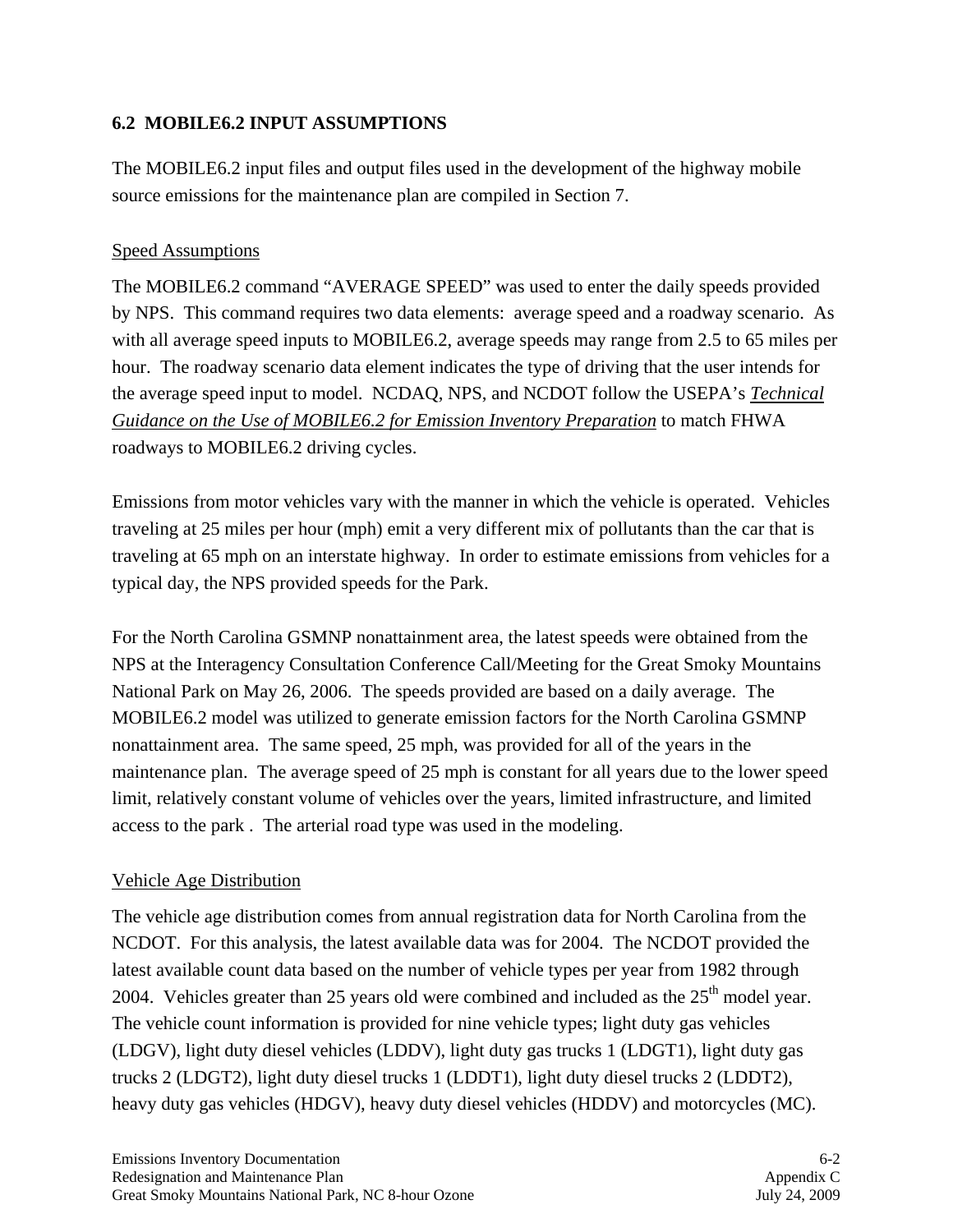## 6.2 MOBILE6.2 INPUT ASSUMPTIONS

The MOBILE6.2 input files and output files used in the development of the highway mobile source emissions for the maintenance plan are compiled in Section 7.

### Speed Assumptions

The MOBILE6.2 command "AVERAGE SPEED" was used to enter the daily speeds provided by NPS. This command requires two data elements: average speed and a roadway scenario. As with all average speed inputs to MOBILE6.2, average speeds may range from 2.5 to 65 miles per hour. The roadway scenario data element indicates the type of driving that the user intends for the average speed input to model. NCDAQ, NPS, and NCDOT follow the USEPA's *Technical Guidance on the Use of MOBILE6.2 for Emission Inventory Preparation* to match FHWA roadways to MOBILE6.2 driving cycles.

Emissions from motor vehicles vary with the manner in which the vehicle is operated. Vehicles traveling at 25 miles per hour (mph) emit a very different mix of pollutants than the car that is traveling at 65 mph on an interstate highway. In order to estimate emissions from vehicles for a typical day, the NPS provided speeds for the Park.

For the North Carolina GSMNP nonattainment area, the latest speeds were obtained from the NPS at the Interagency Consultation Conference Call/Meeting for the Great Smoky Mountains National Park on May 26, 2006. The speeds provided are based on a daily average. The MOBILE6.2 model was utilized to generate emission factors for the North Carolina GSMNP nonattainment area. The same speed, 25 mph, was provided for all of the years in the maintenance plan. The average speed of 25 mph is constant for all years due to the lower speed limit, relatively constant volume of vehicles over the years, limited infrastructure, and limited access to the park . The arterial road type was used in the modeling.

### Vehicle Age Distribution

The vehicle age distribution comes from annual registration data for North Carolina from the NCDOT. For this analysis, the latest available data was for 2004. The NCDOT provided the latest available count data based on the number of vehicle types per year from 1982 through 2004. Vehicles greater than 25 years old were combined and included as the 25th model year. The vehicle count information is provided for nine vehicle types; light duty gas vehicles (LDGV), light duty diesel vehicles (LDDV), light duty gas trucks 1 (LDGT1), light duty gas trucks 2 (LDGT2), light duty diesel trucks 1 (LDDT1), light duty diesel trucks 2 (LDDT2), heavy duty gas vehicles (HDGV), heavy duty diesel vehicles (HDDV) and motorcycles (MC).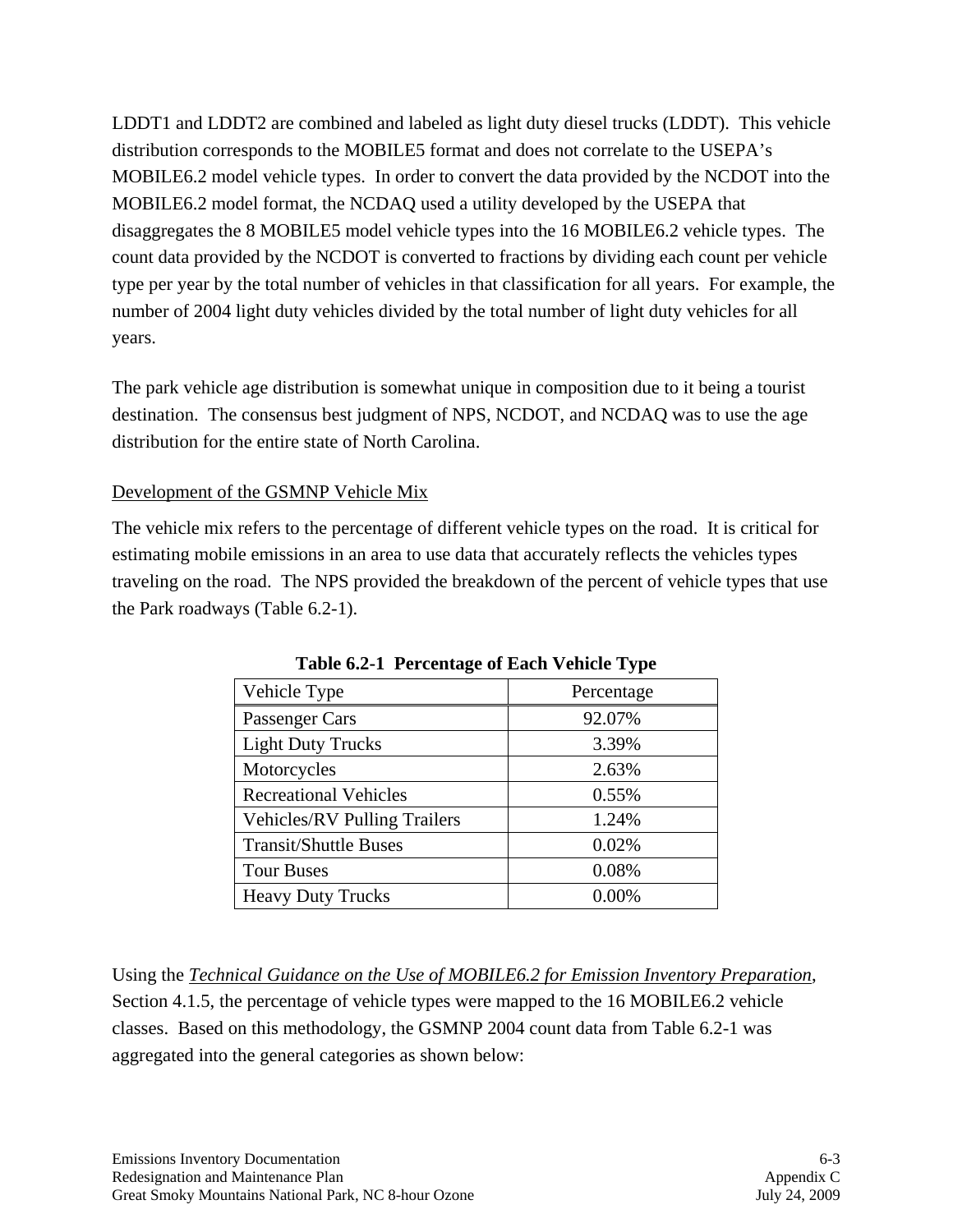LDDT1 and LDDT2 are combined and labeled as light duty diesel trucks (LDDT). This vehicle distribution corresponds to the MOBILE5 format and does not correlate to the USEPA's MOBILE6.2 model vehicle types. In order to convert the data provided by the NCDOT into the MOBILE6.2 model format, the NCDAQ used a utility developed by the USEPA that disaggregates the 8 MOBILE5 model vehicle types into the 16 MOBILE6.2 vehicle types. The count data provided by the NCDOT is converted to fractions by dividing each count per vehicle type per year by the total number of vehicles in that classification for all years. For example, the number of 2004 light duty vehicles divided by the total number of light duty vehicles for all years.

The park vehicle age distribution is somewhat unique in composition due to it being a tourist destination. The consensus best judgment of NPS, NCDOT, and NCDAQ was to use the age distribution for the entire state of North Carolina.

Development of the GSMNP Vehicle Mix

The vehicle mix refers to the percentage of different vehicle types on the road. It is critical for estimating mobile emissions in an area to use data that accurately reflects the vehicles types traveling on the road. The NPS provided the breakdown of the percent of vehicle types that use the Park roadways (Table 6.2-1).

**Table 6.2-1 Percentage of Each Vehicle Type**

| Vehicle Type | Percentage |
|---|---|
| Passenger Cars | 92.07% |
| Light Duty Trucks | 3.39% |
| Motorcycles | 2.63% |
| Recreational Vehicles | 0.55% |
| Vehicles/RV Pulling Trailers | 1.24% |
| Transit/Shuttle Buses | 0.02% |
| Tour Buses | 0.08% |
| Heavy Duty Trucks | 0.00% |

Using the *Technical Guidance on the Use of MOBILE6.2 for Emission Inventory Preparation*, Section 4.1.5, the percentage of vehicle types were mapped to the 16 MOBILE6.2 vehicle classes. Based on this methodology, the GSMNP 2004 count data from Table 6.2-1 was aggregated into the general categories as shown below: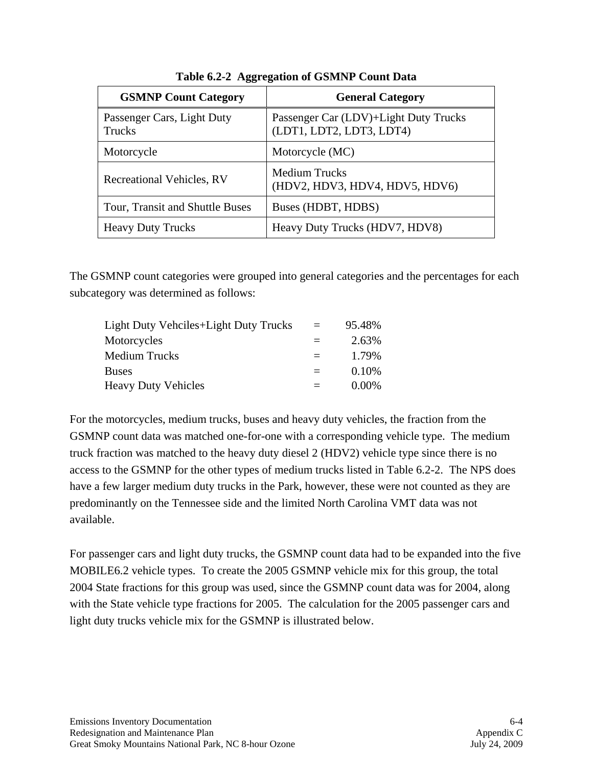**Table 6.2-2 Aggregation of GSMNP Count Data**

| GSMNP Count Category | General Category |
|---|---|
| Passenger Cars, Light Duty Trucks | Passenger Car (LDV)+Light Duty Trucks (LDT1, LDT2, LDT3, LDT4) |
| Motorcycle | Motorcycle (MC) |
| Recreational Vehicles, RV | Medium Trucks (HDV2, HDV3, HDV4, HDV5, HDV6) |
| Tour, Transit and Shuttle Buses | Buses (HDBT, HDBS) |
| Heavy Duty Trucks | Heavy Duty Trucks (HDV7, HDV8) |

The GSMNP count categories were grouped into general categories and the percentages for each subcategory was determined as follows:

| | | |
|---|---|---|
| Light Duty Vehciles+Light Duty Trucks | = | 95.48% |
| Motorcycles | = | 2.63% |
| Medium Trucks | = | 1.79% |
| Buses | = | 0.10% |
| Heavy Duty Vehicles | = | 0.00% |

For the motorcycles, medium trucks, buses and heavy duty vehicles, the fraction from the GSMNP count data was matched one-for-one with a corresponding vehicle type. The medium truck fraction was matched to the heavy duty diesel 2 (HDV2) vehicle type since there is no access to the GSMNP for the other types of medium trucks listed in Table 6.2-2. The NPS does have a few larger medium duty trucks in the Park, however, these were not counted as they are predominantly on the Tennessee side and the limited North Carolina VMT data was not available.

For passenger cars and light duty trucks, the GSMNP count data had to be expanded into the five MOBILE6.2 vehicle types. To create the 2005 GSMNP vehicle mix for this group, the total 2004 State fractions for this group was used, since the GSMNP count data was for 2004, along with the State vehicle type fractions for 2005. The calculation for the 2005 passenger cars and light duty trucks vehicle mix for the GSMNP is illustrated below.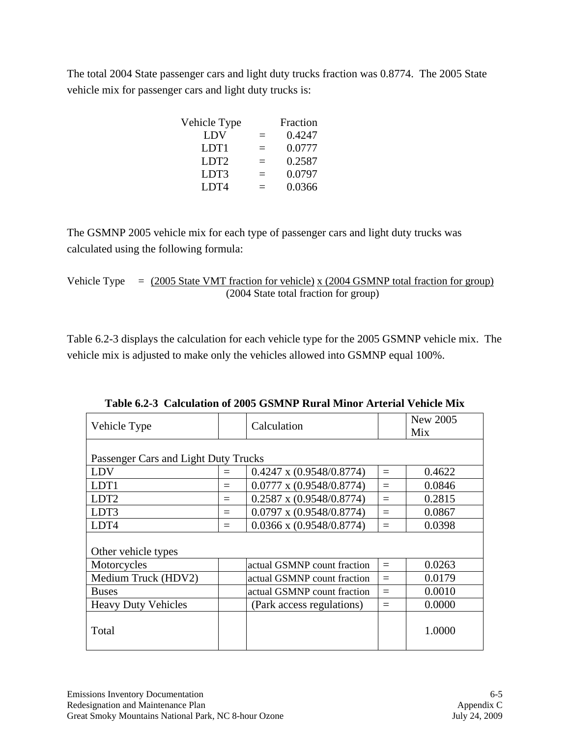The total 2004 State passenger cars and light duty trucks fraction was 0.8774. The 2005 State vehicle mix for passenger cars and light duty trucks is:

| Vehicle Type | | Fraction |
|---|---|---|
| LDV | = | 0.4247 |
| LDT1 | = | 0.0777 |
| LDT2 | = | 0.2587 |
| LDT3 | = | 0.0797 |
| LDT4 | = | 0.0366 |

The GSMNP 2005 vehicle mix for each type of passenger cars and light duty trucks was calculated using the following formula:

$$\text{Vehicle Type} = \frac{\text{(2005 State VMT fraction for vehicle)} \times \text{(2004 GSMNP total fraction for group)}}{\text{(2004 State total fraction for group)}}$$

Table 6.2-3 displays the calculation for each vehicle type for the 2005 GSMNP vehicle mix. The vehicle mix is adjusted to make only the vehicles allowed into GSMNP equal 100%.

**Table 6.2-3 Calculation of 2005 GSMNP Rural Minor Arterial Vehicle Mix**

| Vehicle Type | | Calculation | | New 2005 Mix |
|---|---|---|---|---|
| Passenger Cars and Light Duty Trucks | | | | |
| LDV | = | 0.4247 x (0.9548/0.8774) | = | 0.4622 |
| LDT1 | = | 0.0777 x (0.9548/0.8774) | = | 0.0846 |
| LDT2 | = | 0.2587 x (0.9548/0.8774) | = | 0.2815 |
| LDT3 | = | 0.0797 x (0.9548/0.8774) | = | 0.0867 |
| LDT4 | = | 0.0366 x (0.9548/0.8774) | = | 0.0398 |
| Other vehicle types | | | | |
| Motorcycles | | actual GSMNP count fraction | = | 0.0263 |
| Medium Truck (HDV2) | | actual GSMNP count fraction | = | 0.0179 |
| Buses | | actual GSMNP count fraction | = | 0.0010 |
| Heavy Duty Vehicles | | (Park access regulations) | = | 0.0000 |
| Total | | | | 1.0000 |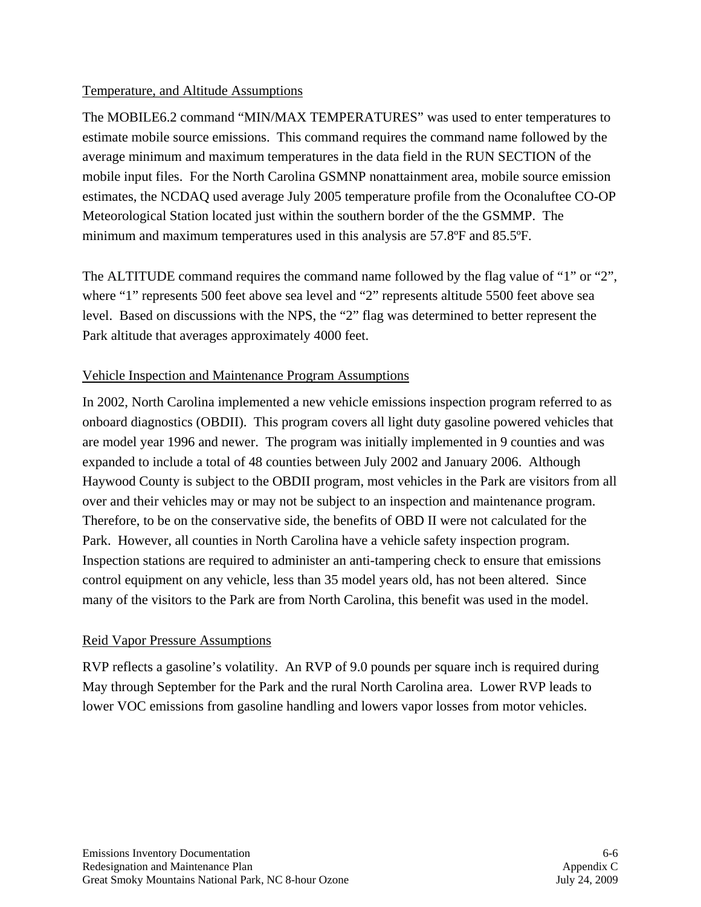Temperature, and Altitude Assumptions

The MOBILE6.2 command "MIN/MAX TEMPERATURES" was used to enter temperatures to estimate mobile source emissions. This command requires the command name followed by the average minimum and maximum temperatures in the data field in the RUN SECTION of the mobile input files. For the North Carolina GSMNP nonattainment area, mobile source emission estimates, the NCDAQ used average July 2005 temperature profile from the Oconaluftee CO-OP Meteorological Station located just within the southern border of the the GSMMP. The minimum and maximum temperatures used in this analysis are 57.8ºF and 85.5ºF.

The ALTITUDE command requires the command name followed by the flag value of "1" or "2", where "1" represents 500 feet above sea level and "2" represents altitude 5500 feet above sea level. Based on discussions with the NPS, the "2" flag was determined to better represent the Park altitude that averages approximately 4000 feet.

Vehicle Inspection and Maintenance Program Assumptions

In 2002, North Carolina implemented a new vehicle emissions inspection program referred to as onboard diagnostics (OBDII). This program covers all light duty gasoline powered vehicles that are model year 1996 and newer. The program was initially implemented in 9 counties and was expanded to include a total of 48 counties between July 2002 and January 2006. Although Haywood County is subject to the OBDII program, most vehicles in the Park are visitors from all over and their vehicles may or may not be subject to an inspection and maintenance program. Therefore, to be on the conservative side, the benefits of OBD II were not calculated for the Park. However, all counties in North Carolina have a vehicle safety inspection program. Inspection stations are required to administer an anti-tampering check to ensure that emissions control equipment on any vehicle, less than 35 model years old, has not been altered. Since many of the visitors to the Park are from North Carolina, this benefit was used in the model.

Reid Vapor Pressure Assumptions

RVP reflects a gasoline's volatility. An RVP of 9.0 pounds per square inch is required during May through September for the Park and the rural North Carolina area. Lower RVP leads to lower VOC emissions from gasoline handling and lowers vapor losses from motor vehicles.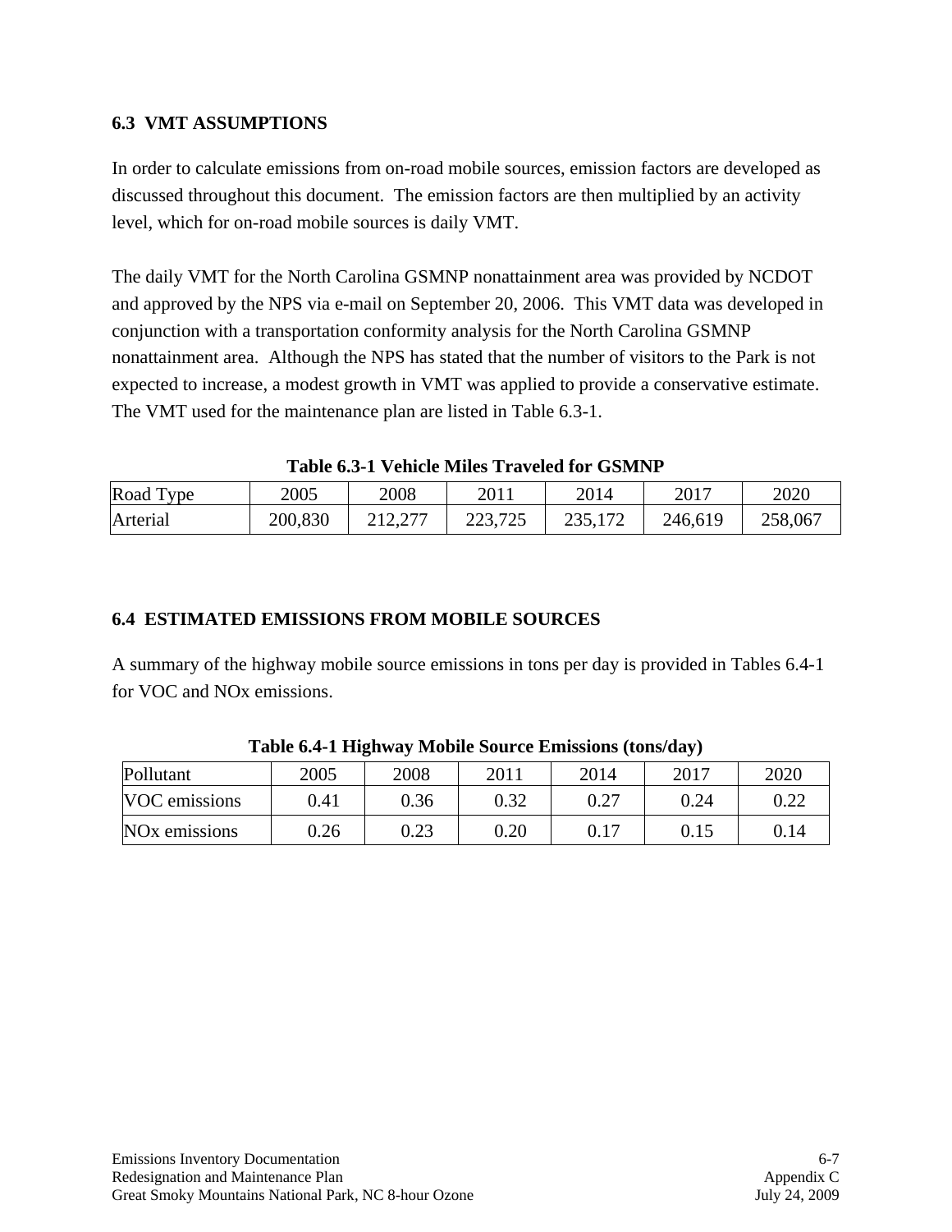### 6.3 VMT ASSUMPTIONS

In order to calculate emissions from on-road mobile sources, emission factors are developed as discussed throughout this document. The emission factors are then multiplied by an activity level, which for on-road mobile sources is daily VMT.

The daily VMT for the North Carolina GSMNP nonattainment area was provided by NCDOT and approved by the NPS via e-mail on September 20, 2006. This VMT data was developed in conjunction with a transportation conformity analysis for the North Carolina GSMNP nonattainment area. Although the NPS has stated that the number of visitors to the Park is not expected to increase, a modest growth in VMT was applied to provide a conservative estimate. The VMT used for the maintenance plan are listed in Table 6.3-1.

**Table 6.3-1 Vehicle Miles Traveled for GSMNP**

| Road Type | 2005 | 2008 | 2011 | 2014 | 2017 | 2020 |
|---|---|---|---|---|---|---|
| Arterial | 200,830 | 212,277 | 223,725 | 235,172 | 246,619 | 258,067 |

### 6.4 ESTIMATED EMISSIONS FROM MOBILE SOURCES

A summary of the highway mobile source emissions in tons per day is provided in Tables 6.4-1 for VOC and NOx emissions.

**Table 6.4-1 Highway Mobile Source Emissions (tons/day)**

| Pollutant | 2005 | 2008 | 2011 | 2014 | 2017 | 2020 |
|---|---|---|---|---|---|---|
| VOC emissions | 0.41 | 0.36 | 0.32 | 0.27 | 0.24 | 0.22 |
| NOx emissions | 0.26 | 0.23 | 0.20 | 0.17 | 0.15 | 0.14 |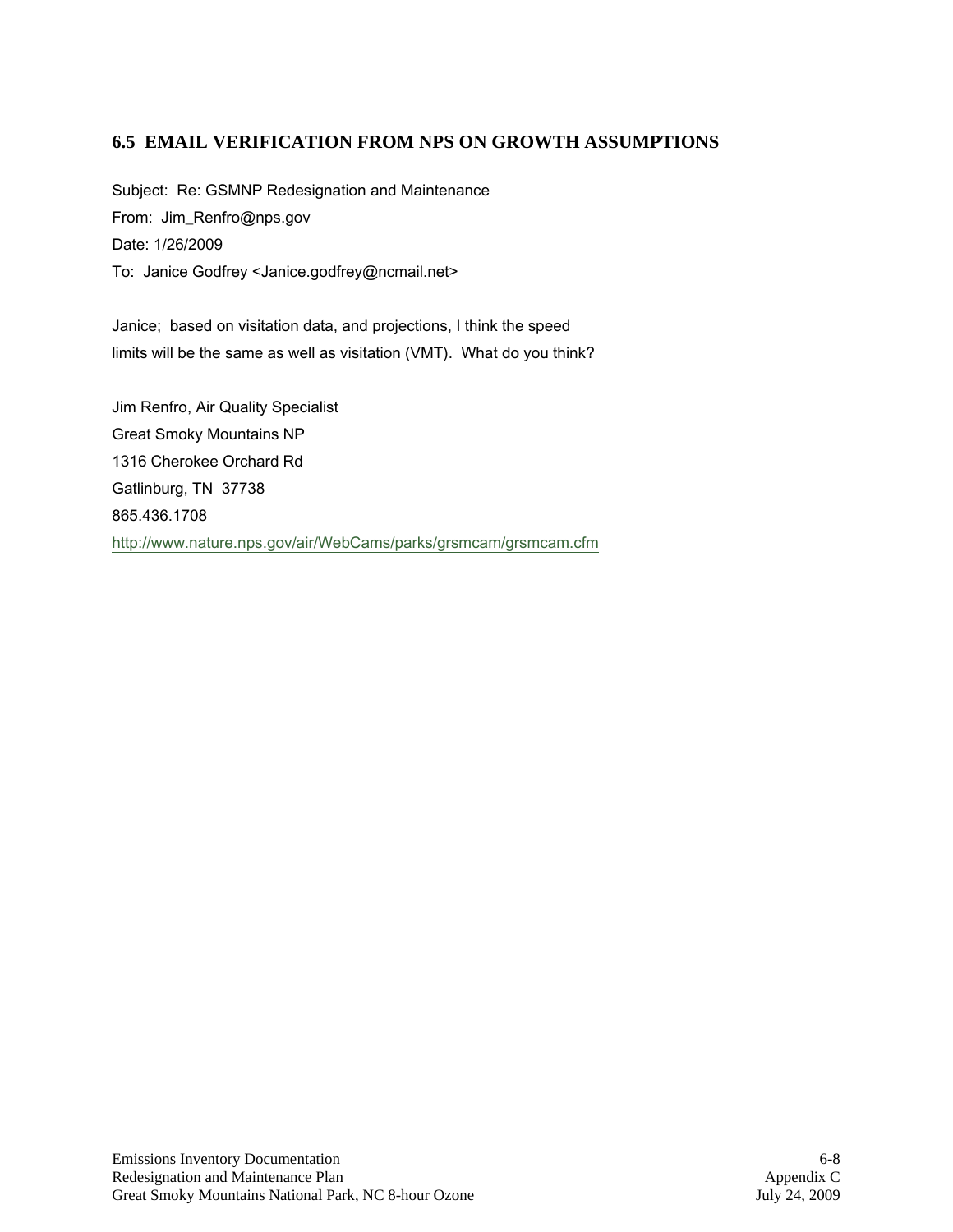## 6.5 EMAIL VERIFICATION FROM NPS ON GROWTH ASSUMPTIONS

Subject: Re: GSMNP Redesignation and Maintenance

From: Jim_Renfro@nps.gov

Date: 1/26/2009

To: Janice Godfrey <Janice.godfrey@ncmail.net>

Janice; based on visitation data, and projections, I think the speed limits will be the same as well as visitation (VMT). What do you think?

Jim Renfro, Air Quality Specialist
Great Smoky Mountains NP
1316 Cherokee Orchard Rd
Gatlinburg, TN 37738
865.436.1708
http://www.nature.nps.gov/air/WebCams/parks/grsmcam/grsmcam.cfm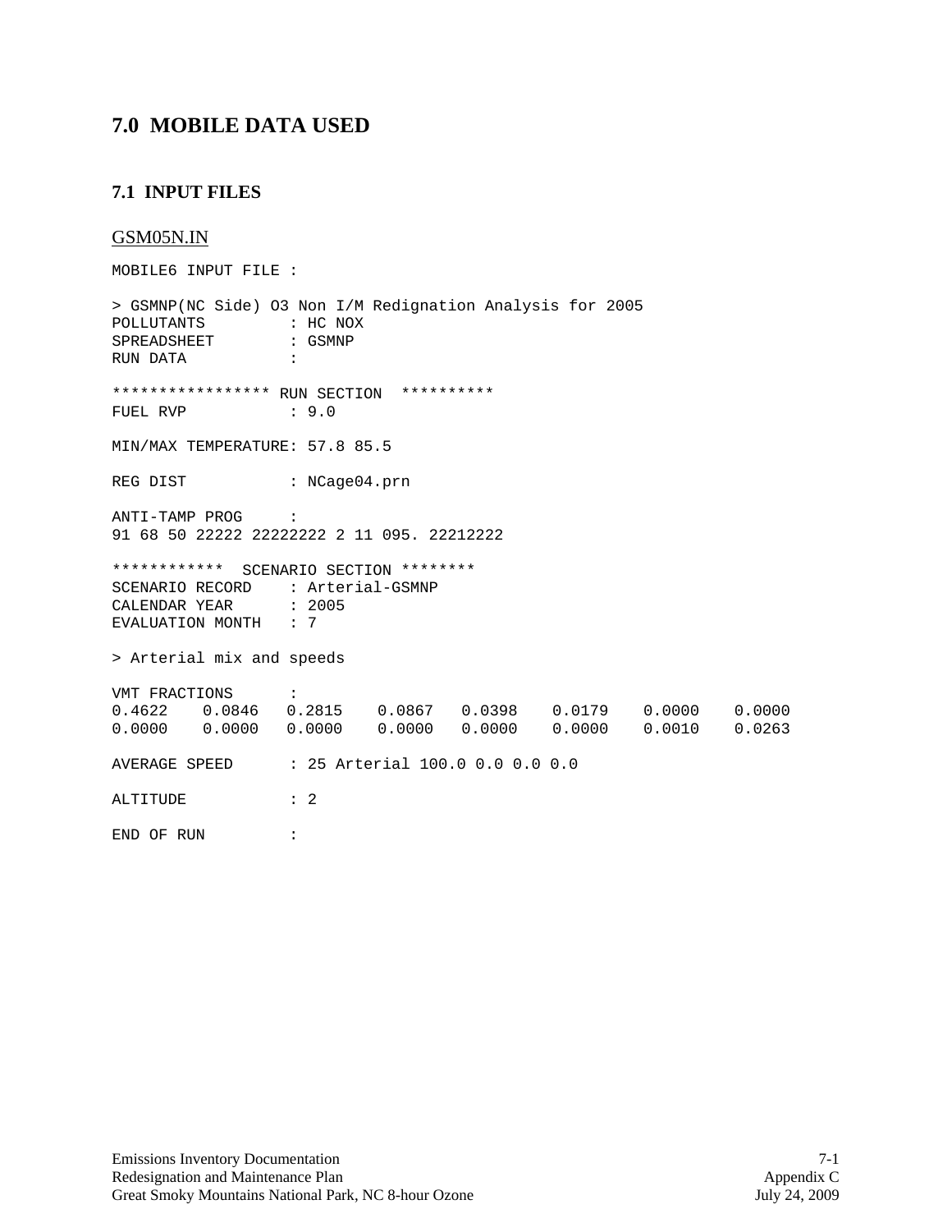## 7.0 MOBILE DATA USED

### 7.1 INPUT FILES

<u>GSM05N.IN</u>

```
MOBILE6 INPUT FILE :

> GSMNP(NC Side) O3 Non I/M Redignation Analysis for 2005
POLLUTANTS         : HC NOX
SPREADSHEET        : GSMNP
RUN DATA           :

***************** RUN SECTION  **********
FUEL RVP           : 9.0

MIN/MAX TEMPERATURE: 57.8 85.5

REG DIST           : NCage04.prn

ANTI-TAMP PROG     :
91 68 50 22222 22222222 2 11 095. 22212222

************  SCENARIO SECTION ********
SCENARIO RECORD    : Arterial-GSMNP
CALENDAR YEAR      : 2005
EVALUATION MONTH   : 7

> Arterial mix and speeds

VMT FRACTIONS      :
0.4622   0.0846   0.2815   0.0867   0.0398   0.0179   0.0000   0.0000
0.0000   0.0000   0.0000   0.0000   0.0000   0.0000   0.0010   0.0263

AVERAGE SPEED      : 25 Arterial 100.0 0.0 0.0 0.0

ALTITUDE           : 2

END OF RUN         :
```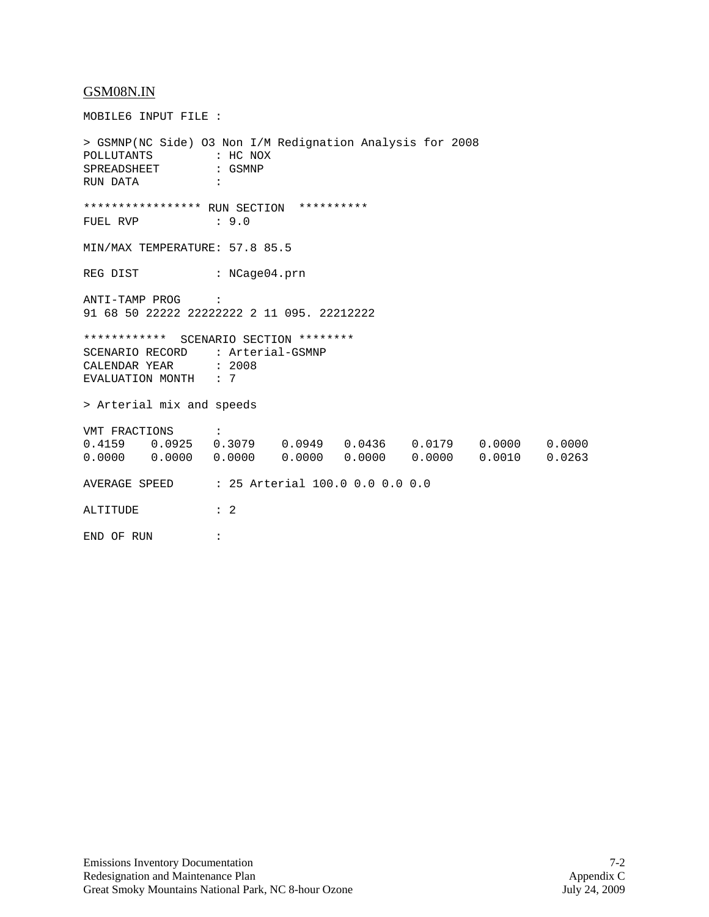GSM08N.IN

```
MOBILE6 INPUT FILE :

> GSMNP(NC Side) O3 Non I/M Redignation Analysis for 2008
POLLUTANTS         : HC NOX
SPREADSHEET        : GSMNP
RUN DATA           :

***************** RUN SECTION  **********
FUEL RVP           : 9.0

MIN/MAX TEMPERATURE: 57.8 85.5

REG DIST           : NCage04.prn

ANTI-TAMP PROG     :
91 68 50 22222 22222222 2 11 095. 22212222

************  SCENARIO SECTION ********
SCENARIO RECORD    : Arterial-GSMNP
CALENDAR YEAR      : 2008
EVALUATION MONTH   : 7

> Arterial mix and speeds

VMT FRACTIONS      :
0.4159   0.0925   0.3079   0.0949   0.0436   0.0179   0.0000   0.0000
0.0000   0.0000   0.0000   0.0000   0.0000   0.0000   0.0010   0.0263

AVERAGE SPEED      : 25 Arterial 100.0 0.0 0.0 0.0

ALTITUDE           : 2

END OF RUN         :
```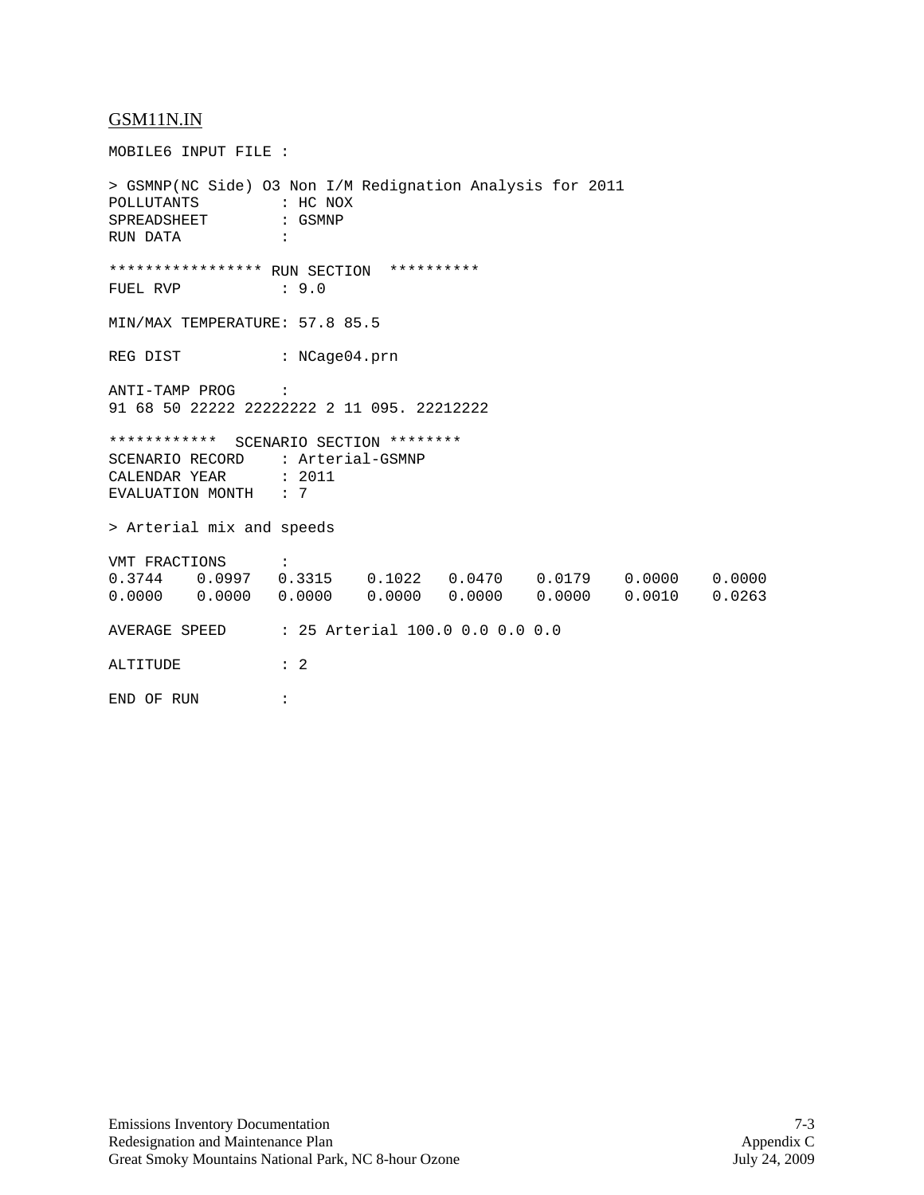GSM11N.IN

```
MOBILE6 INPUT FILE :

> GSMNP(NC Side) O3 Non I/M Redignation Analysis for 2011
POLLUTANTS         : HC NOX
SPREADSHEET        : GSMNP
RUN DATA           :

***************** RUN SECTION  **********
FUEL RVP           : 9.0

MIN/MAX TEMPERATURE: 57.8 85.5

REG DIST           : NCage04.prn

ANTI-TAMP PROG     :
91 68 50 22222 22222222 2 11 095. 22212222

************  SCENARIO SECTION ********
SCENARIO RECORD    : Arterial-GSMNP
CALENDAR YEAR      : 2011
EVALUATION MONTH   : 7

> Arterial mix and speeds

VMT FRACTIONS      :
0.3744   0.0997   0.3315   0.1022   0.0470   0.0179   0.0000   0.0000
0.0000   0.0000   0.0000   0.0000   0.0000   0.0000   0.0010   0.0263

AVERAGE SPEED      : 25 Arterial 100.0 0.0 0.0 0.0

ALTITUDE           : 2

END OF RUN         :
```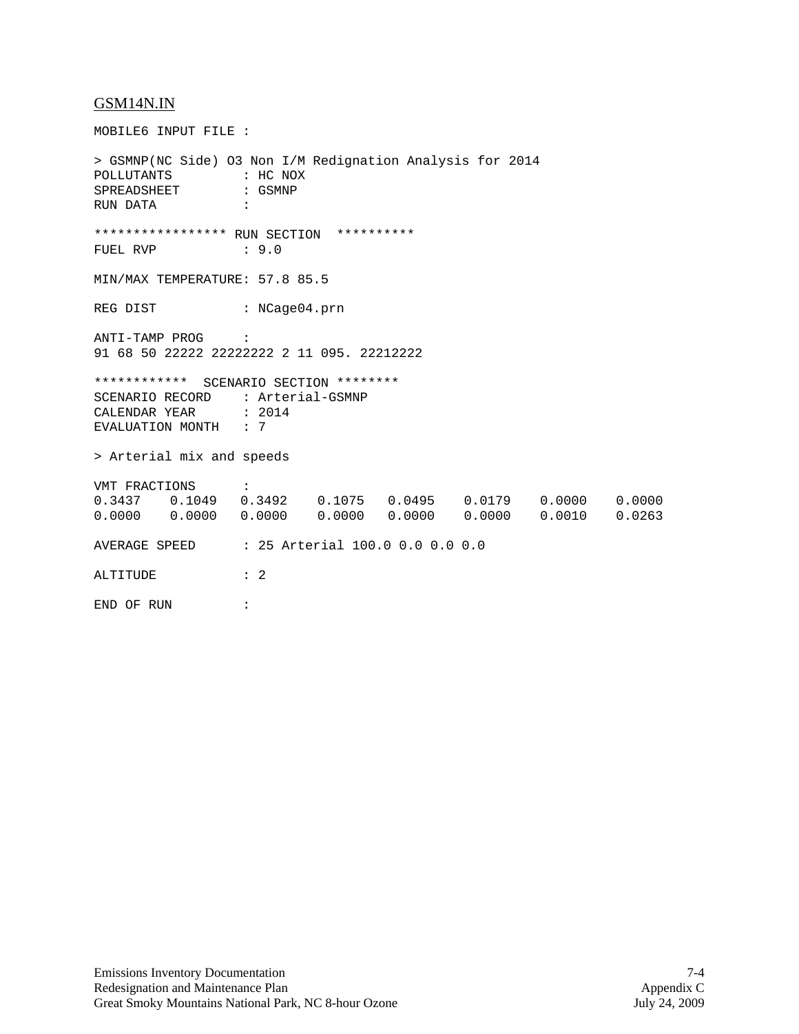GSM14N.IN

```
MOBILE6 INPUT FILE :

> GSMNP(NC Side) O3 Non I/M Redignation Analysis for 2014
POLLUTANTS         : HC NOX
SPREADSHEET        : GSMNP
RUN DATA           :

***************** RUN SECTION  **********
FUEL RVP           : 9.0

MIN/MAX TEMPERATURE: 57.8 85.5

REG DIST           : NCage04.prn

ANTI-TAMP PROG     :
91 68 50 22222 22222222 2 11 095. 22212222

************  SCENARIO SECTION ********
SCENARIO RECORD    : Arterial-GSMNP
CALENDAR YEAR      : 2014
EVALUATION MONTH   : 7

> Arterial mix and speeds

VMT FRACTIONS      :
0.3437   0.1049   0.3492   0.1075   0.0495   0.0179   0.0000   0.0000
0.0000   0.0000   0.0000   0.0000   0.0000   0.0000   0.0010   0.0263

AVERAGE SPEED      : 25 Arterial 100.0 0.0 0.0 0.0

ALTITUDE           : 2

END OF RUN         :
```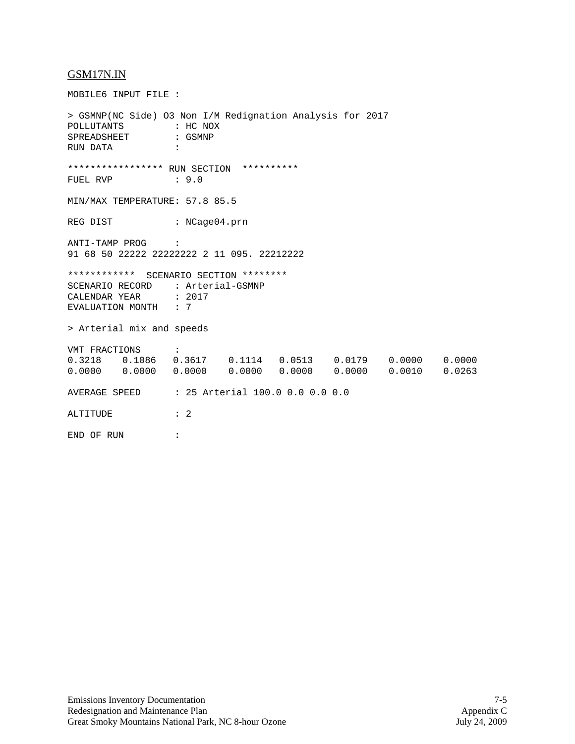GSM17N.IN

```
MOBILE6 INPUT FILE :

> GSMNP(NC Side) O3 Non I/M Redignation Analysis for 2017
POLLUTANTS         : HC NOX
SPREADSHEET        : GSMNP
RUN DATA           :

***************** RUN SECTION  **********
FUEL RVP           : 9.0

MIN/MAX TEMPERATURE: 57.8 85.5

REG DIST           : NCage04.prn

ANTI-TAMP PROG     :
91 68 50 22222 22222222 2 11 095. 22212222

************  SCENARIO SECTION ********
SCENARIO RECORD    : Arterial-GSMNP
CALENDAR YEAR      : 2017
EVALUATION MONTH   : 7

> Arterial mix and speeds

VMT FRACTIONS      :
0.3218   0.1086   0.3617   0.1114   0.0513   0.0179   0.0000   0.0000
0.0000   0.0000   0.0000   0.0000   0.0000   0.0000   0.0010   0.0263

AVERAGE SPEED      : 25 Arterial 100.0 0.0 0.0 0.0

ALTITUDE           : 2

END OF RUN         :
```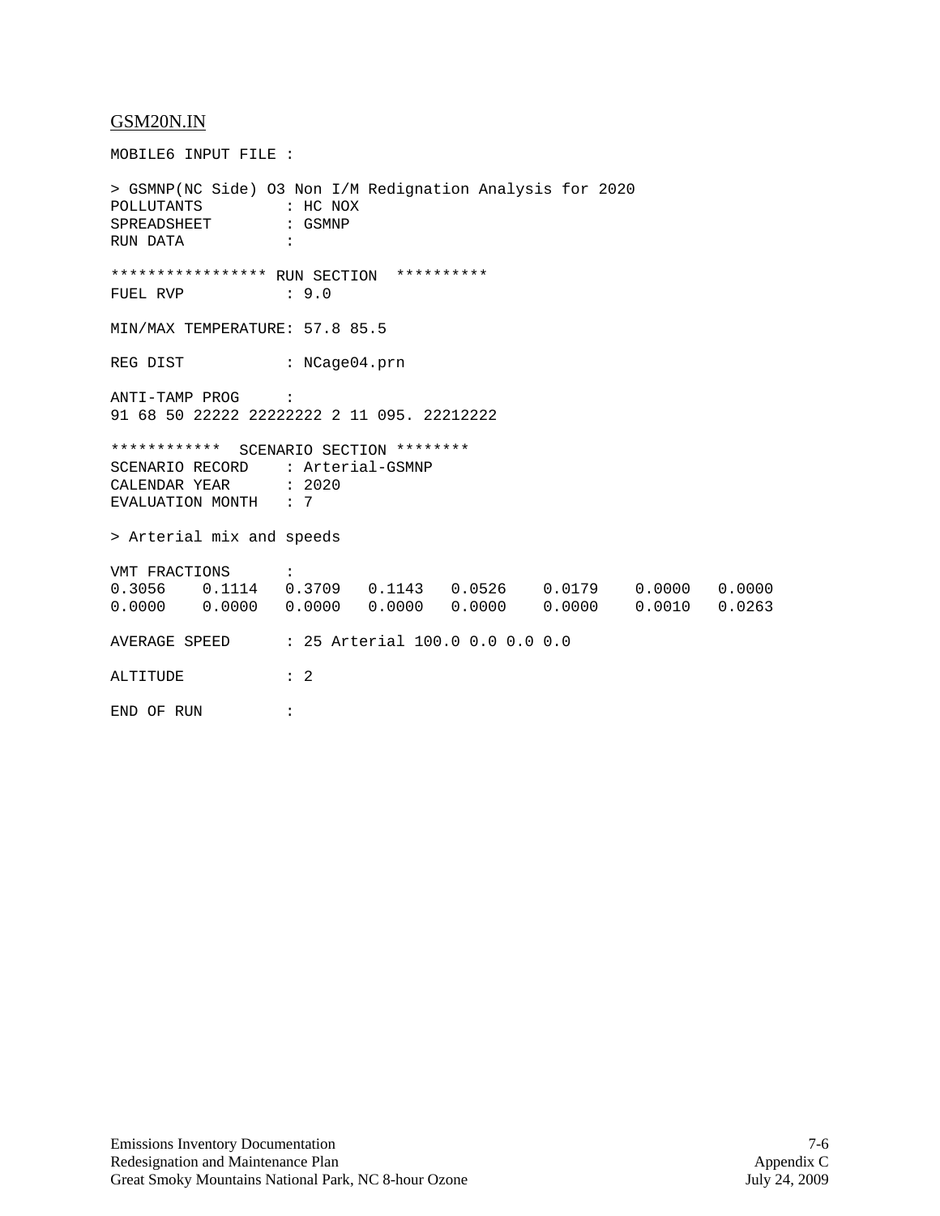GSM20N.IN

```
MOBILE6 INPUT FILE :

> GSMNP(NC Side) O3 Non I/M Redignation Analysis for 2020
POLLUTANTS         : HC NOX
SPREADSHEET        : GSMNP
RUN DATA           :

***************** RUN SECTION  **********
FUEL RVP           : 9.0

MIN/MAX TEMPERATURE: 57.8 85.5

REG DIST           : NCage04.prn

ANTI-TAMP PROG     :
91 68 50 22222 22222222 2 11 095. 22212222

************  SCENARIO SECTION ********
SCENARIO RECORD    : Arterial-GSMNP
CALENDAR YEAR      : 2020
EVALUATION MONTH   : 7

> Arterial mix and speeds

VMT FRACTIONS      :
0.3056   0.1114   0.3709   0.1143   0.0526    0.0179    0.0000   0.0000
0.0000   0.0000   0.0000   0.0000   0.0000    0.0000    0.0010   0.0263

AVERAGE SPEED      : 25 Arterial 100.0 0.0 0.0 0.0

ALTITUDE           : 2

END OF RUN         :
```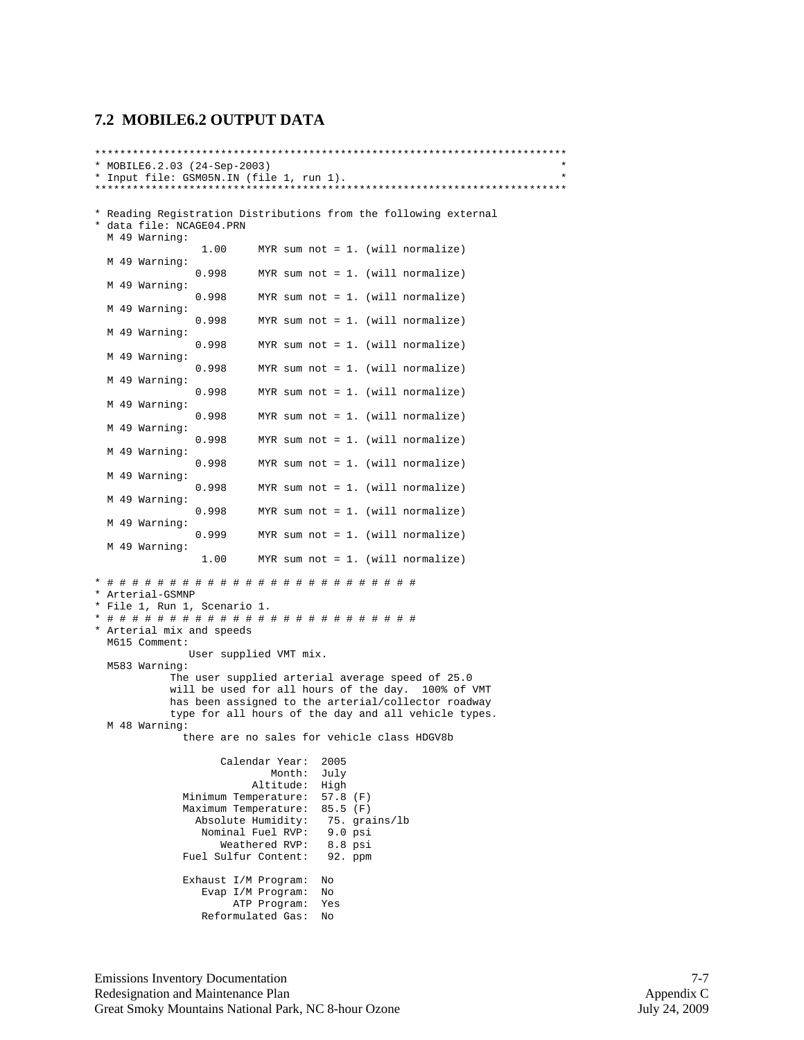### 7.2 MOBILE6.2 OUTPUT DATA

```
***************************************************************************
* MOBILE6.2.03 (24-Sep-2003)                                              *
* Input file: GSM05N.IN (file 1, run 1).                                  *
***************************************************************************

* Reading Registration Distributions from the following external
* data file: NCAGE04.PRN
  M 49 Warning:
                 1.00     MYR sum not = 1. (will normalize)
  M 49 Warning:
                0.998     MYR sum not = 1. (will normalize)
  M 49 Warning:
                0.998     MYR sum not = 1. (will normalize)
  M 49 Warning:
                0.998     MYR sum not = 1. (will normalize)
  M 49 Warning:
                0.998     MYR sum not = 1. (will normalize)
  M 49 Warning:
                0.998     MYR sum not = 1. (will normalize)
  M 49 Warning:
                0.998     MYR sum not = 1. (will normalize)
  M 49 Warning:
                0.998     MYR sum not = 1. (will normalize)
  M 49 Warning:
                0.998     MYR sum not = 1. (will normalize)
  M 49 Warning:
                0.998     MYR sum not = 1. (will normalize)
  M 49 Warning:
                0.998     MYR sum not = 1. (will normalize)
  M 49 Warning:
                0.998     MYR sum not = 1. (will normalize)
  M 49 Warning:
                0.999     MYR sum not = 1. (will normalize)
  M 49 Warning:
                 1.00     MYR sum not = 1. (will normalize)

* # # # # # # # # # # # # # # # # # # # # # # # # # #
* Arterial-GSMNP
* File 1, Run 1, Scenario 1.
* # # # # # # # # # # # # # # # # # # # # # # # # # #
* Arterial mix and speeds
  M615 Comment:
               User supplied VMT mix.
  M583 Warning:
            The user supplied arterial average speed of 25.0
            will be used for all hours of the day.  100% of VMT
            has been assigned to the arterial/collector roadway
            type for all hours of the day and all vehicle types.
  M 48 Warning:
              there are no sales for vehicle class HDGV8b

                    Calendar Year:  2005
                            Month:  July
                         Altitude:  High
              Minimum Temperature:  57.8 (F)
              Maximum Temperature:  85.5 (F)
                Absolute Humidity:   75. grains/lb
                 Nominal Fuel RVP:   9.0 psi
                    Weathered RVP:   8.8 psi
              Fuel Sulfur Content:   92. ppm

              Exhaust I/M Program:  No
                 Evap I/M Program:  No
                      ATP Program:  Yes
                 Reformulated Gas:  No
```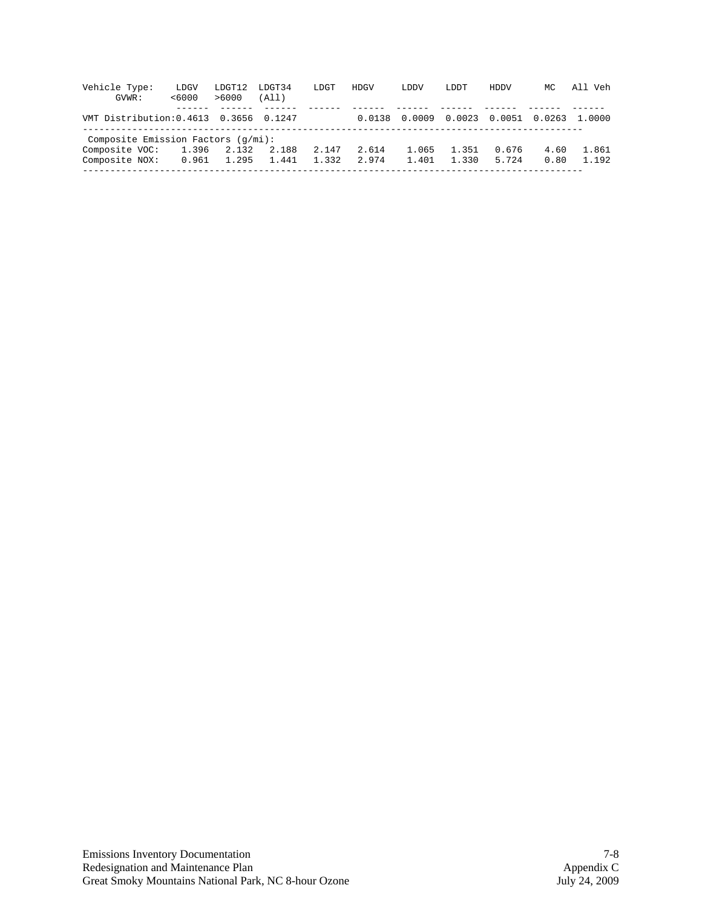```
Vehicle Type:    LDGV   LDGT12  LDGT34   LDGT   HDGV    LDDV    LDDT    HDDV      MC   All Veh
      GVWR:     <6000   >6000   (All)
               ------  ------  ------  ------  ------  ------  ------  ------  ------  ------
VMT Distribution:0.4613  0.3656  0.1247          0.0138  0.0009  0.0023  0.0051  0.0263  1.0000
-------------------------------------------------------------------------------------------
 Composite Emission Factors (g/mi):
Composite VOC:    1.396   2.132   2.188   2.147   2.614    1.065   1.351   0.676    4.60   1.861
Composite NOX:    0.961   1.295   1.441   1.332   2.974    1.401   1.330   5.724    0.80   1.192
-------------------------------------------------------------------------------------------
```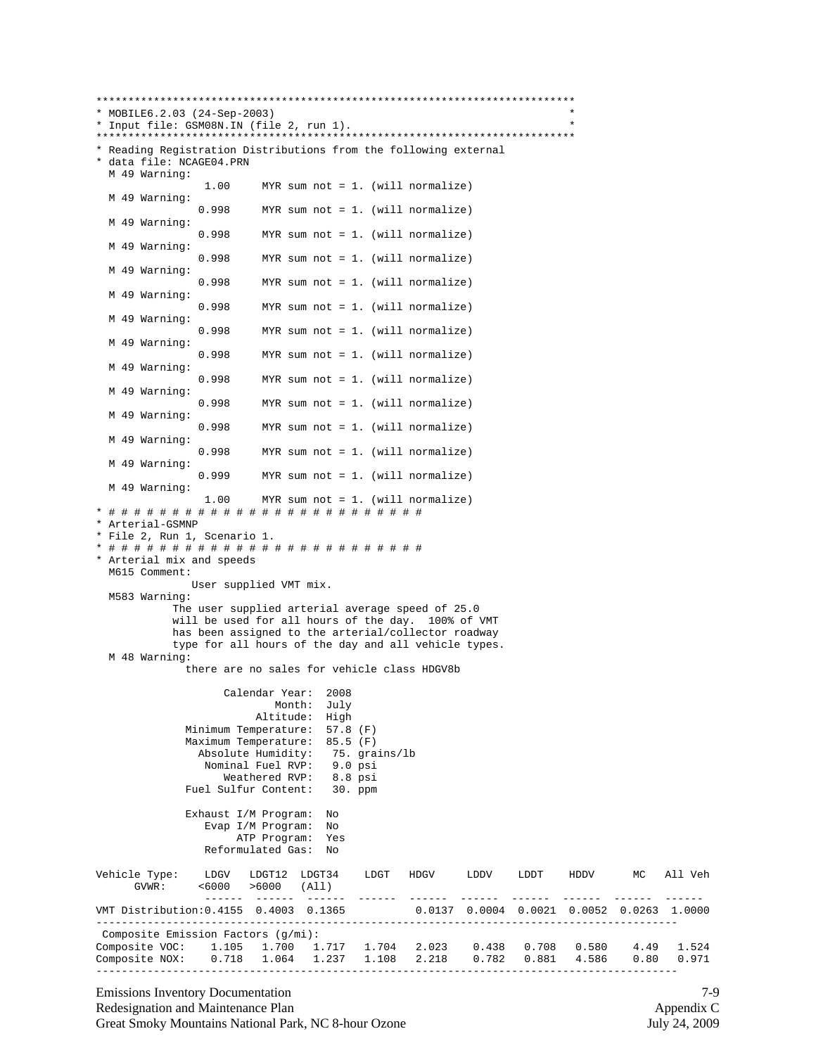```
**************************************************************************
* MOBILE6.2.03 (24-Sep-2003)                                             *
* Input file: GSM08N.IN (file 2, run 1).                                 *
**************************************************************************
* Reading Registration Distributions from the following external
* data file: NCAGE04.PRN
  M 49 Warning:
                1.00     MYR sum not = 1. (will normalize)
  M 49 Warning:
               0.998     MYR sum not = 1. (will normalize)
  M 49 Warning:
               0.998     MYR sum not = 1. (will normalize)
  M 49 Warning:
               0.998     MYR sum not = 1. (will normalize)
  M 49 Warning:
               0.998     MYR sum not = 1. (will normalize)
  M 49 Warning:
               0.998     MYR sum not = 1. (will normalize)
  M 49 Warning:
               0.998     MYR sum not = 1. (will normalize)
  M 49 Warning:
               0.998     MYR sum not = 1. (will normalize)
  M 49 Warning:
               0.998     MYR sum not = 1. (will normalize)
  M 49 Warning:
               0.998     MYR sum not = 1. (will normalize)
  M 49 Warning:
               0.998     MYR sum not = 1. (will normalize)
  M 49 Warning:
               0.998     MYR sum not = 1. (will normalize)
  M 49 Warning:
               0.999     MYR sum not = 1. (will normalize)
  M 49 Warning:
                1.00     MYR sum not = 1. (will normalize)
* # # # # # # # # # # # # # # # # # # # # # # # # # #
* Arterial-GSMNP
* File 2, Run 1, Scenario 1.
* # # # # # # # # # # # # # # # # # # # # # # # # # #
* Arterial mix and speeds
  M615 Comment:
              User supplied VMT mix.
  M583 Warning:
           The user supplied arterial average speed of 25.0
           will be used for all hours of the day.  100% of VMT
           has been assigned to the arterial/collector roadway
           type for all hours of the day and all vehicle types.
  M 48 Warning:
             there are no sales for vehicle class HDGV8b

                   Calendar Year:  2008
                           Month:  July
                        Altitude:  High
             Minimum Temperature:  57.8 (F)
             Maximum Temperature:  85.5 (F)
               Absolute Humidity:   75. grains/lb
                Nominal Fuel RVP:   9.0 psi
                   Weathered RVP:   8.8 psi
             Fuel Sulfur Content:   30. ppm

             Exhaust I/M Program:  No
                Evap I/M Program:  No
                     ATP Program:  Yes
                Reformulated Gas:  No

Vehicle Type:    LDGV   LDGT12  LDGT34    LDGT   HDGV     LDDV    LDDT    HDDV      MC   All Veh
      GVWR:     <6000   >6000   (All)
                 ------  ------  ------  ------  ------  ------  ------  ------  ------  ------
VMT Distribution:0.4155  0.4003  0.1365           0.0137  0.0004  0.0021  0.0052  0.0263  1.0000
-----------------------------------------------------------------------------------------
 Composite Emission Factors (g/mi):
Composite VOC:    1.105   1.700   1.717   1.704   2.023    0.438   0.708   0.580    4.49   1.524
Composite NOX:    0.718   1.064   1.237   1.108   2.218    0.782   0.881   4.586    0.80   0.971
-----------------------------------------------------------------------------------------
```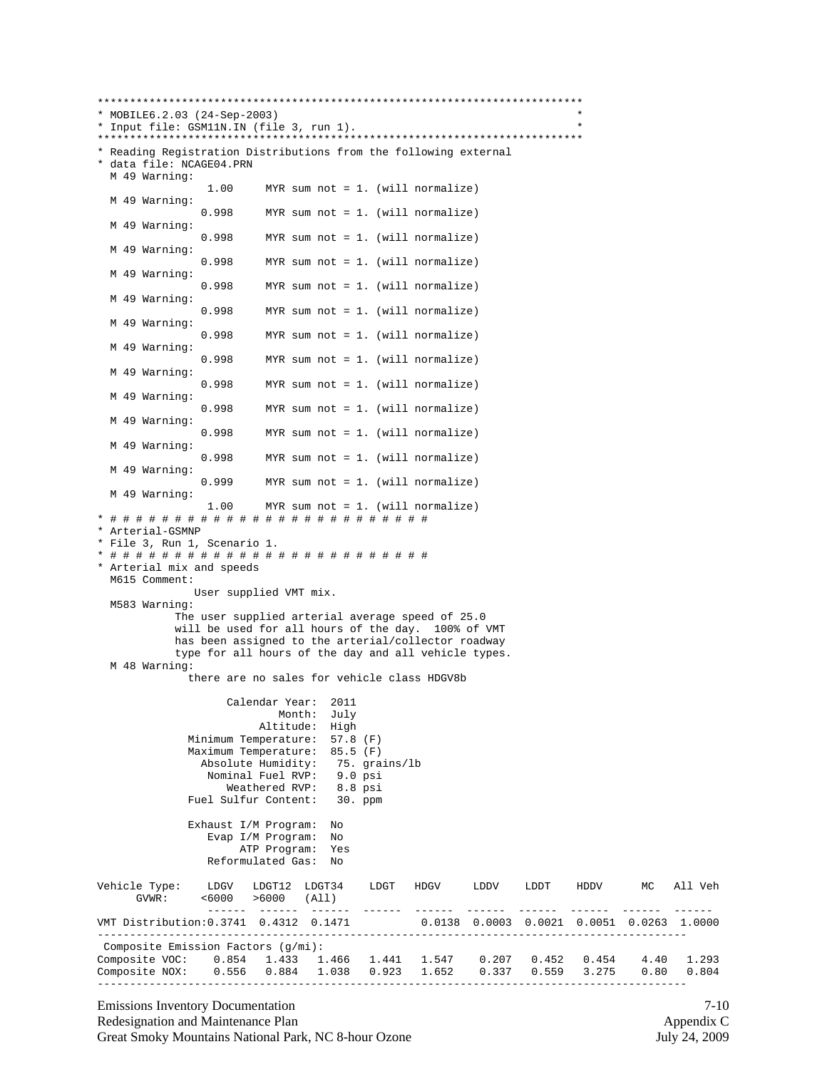```
*************************************************************************
* MOBILE6.2.03 (24-Sep-2003)                                            *
* Input file: GSM11N.IN (file 3, run 1).                                *
*************************************************************************
* Reading Registration Distributions from the following external
* data file: NCAGE04.PRN
  M 49 Warning:
                  1.00     MYR sum not = 1. (will normalize)
  M 49 Warning:
                 0.998     MYR sum not = 1. (will normalize)
  M 49 Warning:
                 0.998     MYR sum not = 1. (will normalize)
  M 49 Warning:
                 0.998     MYR sum not = 1. (will normalize)
  M 49 Warning:
                 0.998     MYR sum not = 1. (will normalize)
  M 49 Warning:
                 0.998     MYR sum not = 1. (will normalize)
  M 49 Warning:
                 0.998     MYR sum not = 1. (will normalize)
  M 49 Warning:
                 0.998     MYR sum not = 1. (will normalize)
  M 49 Warning:
                 0.998     MYR sum not = 1. (will normalize)
  M 49 Warning:
                 0.998     MYR sum not = 1. (will normalize)
  M 49 Warning:
                 0.998     MYR sum not = 1. (will normalize)
  M 49 Warning:
                 0.998     MYR sum not = 1. (will normalize)
  M 49 Warning:
                 0.999     MYR sum not = 1. (will normalize)
  M 49 Warning:
                  1.00     MYR sum not = 1. (will normalize)
* # # # # # # # # # # # # # # # # # # # # # # # # # #
* Arterial-GSMNP
* File 3, Run 1, Scenario 1.
* # # # # # # # # # # # # # # # # # # # # # # # # # #
* Arterial mix and speeds
  M615 Comment:
               User supplied VMT mix.
  M583 Warning:
             The user supplied arterial average speed of 25.0
             will be used for all hours of the day.  100% of VMT
             has been assigned to the arterial/collector roadway
             type for all hours of the day and all vehicle types.
  M 48 Warning:
               there are no sales for vehicle class HDGV8b

                     Calendar Year:  2011
                             Month:  July
                          Altitude:  High
               Minimum Temperature:  57.8 (F)
               Maximum Temperature:  85.5 (F)
                 Absolute Humidity:   75. grains/lb
                  Nominal Fuel RVP:   9.0 psi
                     Weathered RVP:   8.8 psi
               Fuel Sulfur Content:   30. ppm

               Exhaust I/M Program:  No
                  Evap I/M Program:  No
                       ATP Program:  Yes
                  Reformulated Gas:  No

Vehicle Type:    LDGV   LDGT12  LDGT34    LDGT   HDGV     LDDV    LDDT    HDDV      MC   All Veh
      GVWR:     <6000   >6000   (All)
                 ------  ------  ------  ------  ------  ------  ------  ------  ------  ------
VMT Distribution:0.3741  0.4312  0.1471          0.0138  0.0003  0.0021  0.0051  0.0263  1.0000
-------------------------------------------------------------------------------------------
 Composite Emission Factors (g/mi):
Composite VOC:    0.854   1.433   1.466   1.441   1.547    0.207   0.452   0.454    4.40   1.293
Composite NOX:    0.556   0.884   1.038   0.923   1.652    0.337   0.559   3.275    0.80   0.804
-------------------------------------------------------------------------------------------
```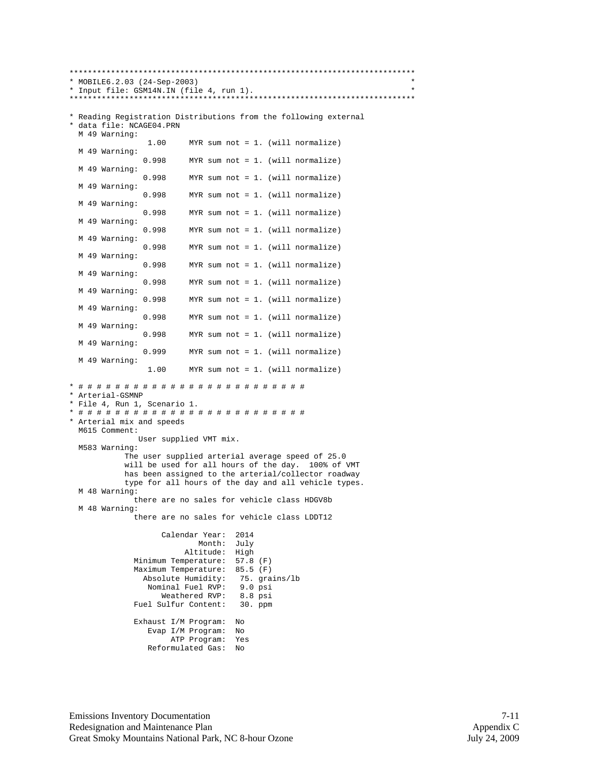```
***************************************************************************
* MOBILE6.2.03 (24-Sep-2003)                                              *
* Input file: GSM14N.IN (file 4, run 1).                                  *
***************************************************************************

* Reading Registration Distributions from the following external
* data file: NCAGE04.PRN
  M 49 Warning:
                  1.00     MYR sum not = 1. (will normalize)
  M 49 Warning:
                 0.998     MYR sum not = 1. (will normalize)
  M 49 Warning:
                 0.998     MYR sum not = 1. (will normalize)
  M 49 Warning:
                 0.998     MYR sum not = 1. (will normalize)
  M 49 Warning:
                 0.998     MYR sum not = 1. (will normalize)
  M 49 Warning:
                 0.998     MYR sum not = 1. (will normalize)
  M 49 Warning:
                 0.998     MYR sum not = 1. (will normalize)
  M 49 Warning:
                 0.998     MYR sum not = 1. (will normalize)
  M 49 Warning:
                 0.998     MYR sum not = 1. (will normalize)
  M 49 Warning:
                 0.998     MYR sum not = 1. (will normalize)
  M 49 Warning:
                 0.998     MYR sum not = 1. (will normalize)
  M 49 Warning:
                 0.998     MYR sum not = 1. (will normalize)
  M 49 Warning:
                 0.999     MYR sum not = 1. (will normalize)
  M 49 Warning:
                  1.00     MYR sum not = 1. (will normalize)

* # # # # # # # # # # # # # # # # # # # # # # # # # #
* Arterial-GSMNP
* File 4, Run 1, Scenario 1.
* # # # # # # # # # # # # # # # # # # # # # # # # # #
* Arterial mix and speeds
  M615 Comment:
               User supplied VMT mix.
  M583 Warning:
            The user supplied arterial average speed of 25.0
            will be used for all hours of the day.  100% of VMT
            has been assigned to the arterial/collector roadway
            type for all hours of the day and all vehicle types.
  M 48 Warning:
              there are no sales for vehicle class HDGV8b
  M 48 Warning:
              there are no sales for vehicle class LDDT12

                    Calendar Year:  2014
                            Month:  July
                         Altitude:  High
              Minimum Temperature:  57.8 (F)
              Maximum Temperature:  85.5 (F)
                Absolute Humidity:   75. grains/lb
                 Nominal Fuel RVP:   9.0 psi
                    Weathered RVP:   8.8 psi
              Fuel Sulfur Content:   30. ppm

              Exhaust I/M Program:  No
                 Evap I/M Program:  No
                      ATP Program:  Yes
                 Reformulated Gas:  No
```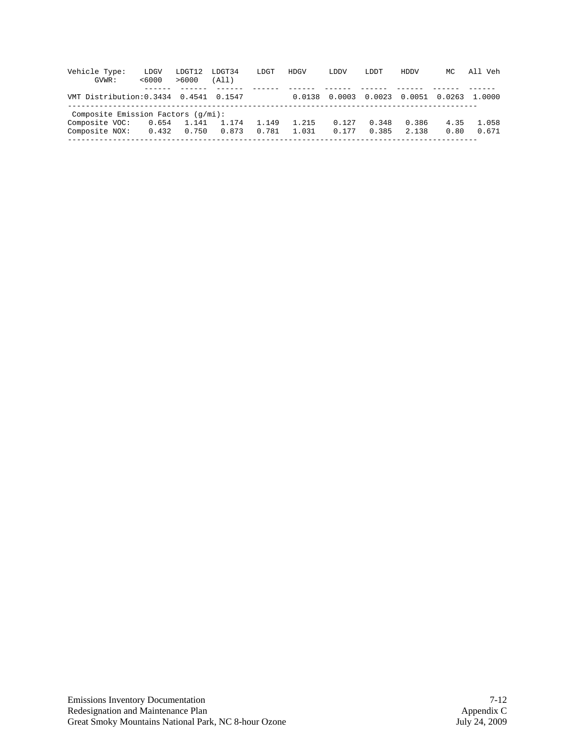```
Vehicle Type:    LDGV   LDGT12  LDGT34    LDGT   HDGV     LDDV    LDDT     HDDV      MC   All Veh
      GVWR:     <6000   >6000   (All)
               ------  ------  ------  ------  ------  ------  ------  ------  ------  ------
VMT Distribution:0.3434  0.4541  0.1547          0.0138  0.0003  0.0023  0.0051  0.0263  1.0000
-------------------------------------------------------------------------------------------
 Composite Emission Factors (g/mi):
Composite VOC:    0.654   1.141   1.174   1.149   1.215    0.127   0.348   0.386    4.35   1.058
Composite NOX:    0.432   0.750   0.873   0.781   1.031    0.177   0.385   2.138    0.80   0.671
-------------------------------------------------------------------------------------------
```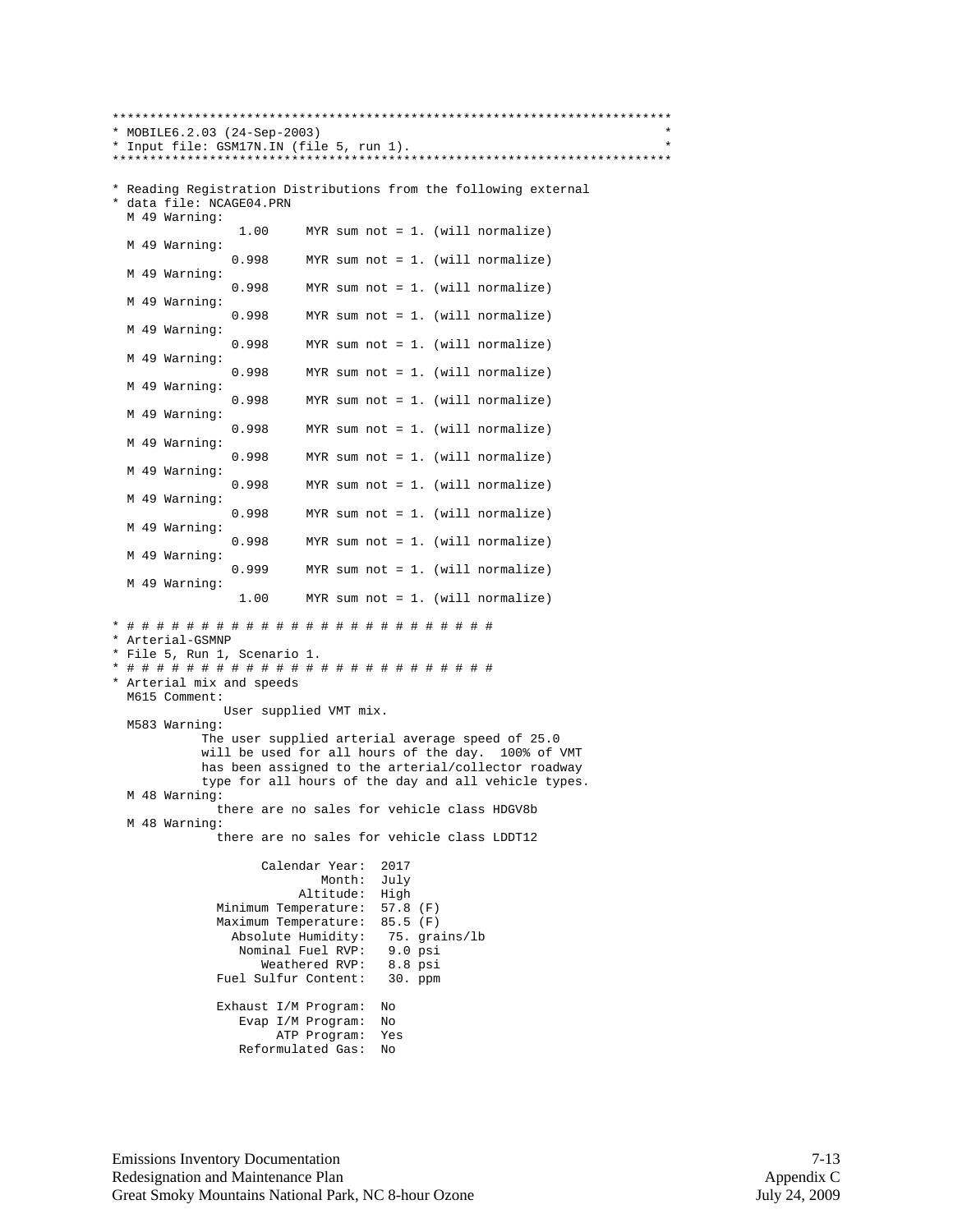```
***************************************************************************
* MOBILE6.2.03 (24-Sep-2003)                                              *
* Input file: GSM17N.IN (file 5, run 1).                                  *
***************************************************************************

* Reading Registration Distributions from the following external
* data file: NCAGE04.PRN
  M 49 Warning:
                 1.00     MYR sum not = 1. (will normalize)
  M 49 Warning:
                0.998     MYR sum not = 1. (will normalize)
  M 49 Warning:
                0.998     MYR sum not = 1. (will normalize)
  M 49 Warning:
                0.998     MYR sum not = 1. (will normalize)
  M 49 Warning:
                0.998     MYR sum not = 1. (will normalize)
  M 49 Warning:
                0.998     MYR sum not = 1. (will normalize)
  M 49 Warning:
                0.998     MYR sum not = 1. (will normalize)
  M 49 Warning:
                0.998     MYR sum not = 1. (will normalize)
  M 49 Warning:
                0.998     MYR sum not = 1. (will normalize)
  M 49 Warning:
                0.998     MYR sum not = 1. (will normalize)
  M 49 Warning:
                0.998     MYR sum not = 1. (will normalize)
  M 49 Warning:
                0.998     MYR sum not = 1. (will normalize)
  M 49 Warning:
                0.999     MYR sum not = 1. (will normalize)
  M 49 Warning:
                 1.00     MYR sum not = 1. (will normalize)

* # # # # # # # # # # # # # # # # # # # # # # # # # #
* Arterial-GSMNP
* File 5, Run 1, Scenario 1.
* # # # # # # # # # # # # # # # # # # # # # # # # # #
* Arterial mix and speeds
  M615 Comment:
               User supplied VMT mix.
  M583 Warning:
            The user supplied arterial average speed of 25.0
            will be used for all hours of the day.  100% of VMT
            has been assigned to the arterial/collector roadway
            type for all hours of the day and all vehicle types.
  M 48 Warning:
              there are no sales for vehicle class HDGV8b
  M 48 Warning:
              there are no sales for vehicle class LDDT12

                    Calendar Year:  2017
                            Month:  July
                         Altitude:  High
              Minimum Temperature:  57.8 (F)
              Maximum Temperature:  85.5 (F)
                Absolute Humidity:   75. grains/lb
                 Nominal Fuel RVP:   9.0 psi
                    Weathered RVP:   8.8 psi
              Fuel Sulfur Content:   30. ppm

              Exhaust I/M Program:  No
                 Evap I/M Program:  No
                      ATP Program:  Yes
                 Reformulated Gas:  No
```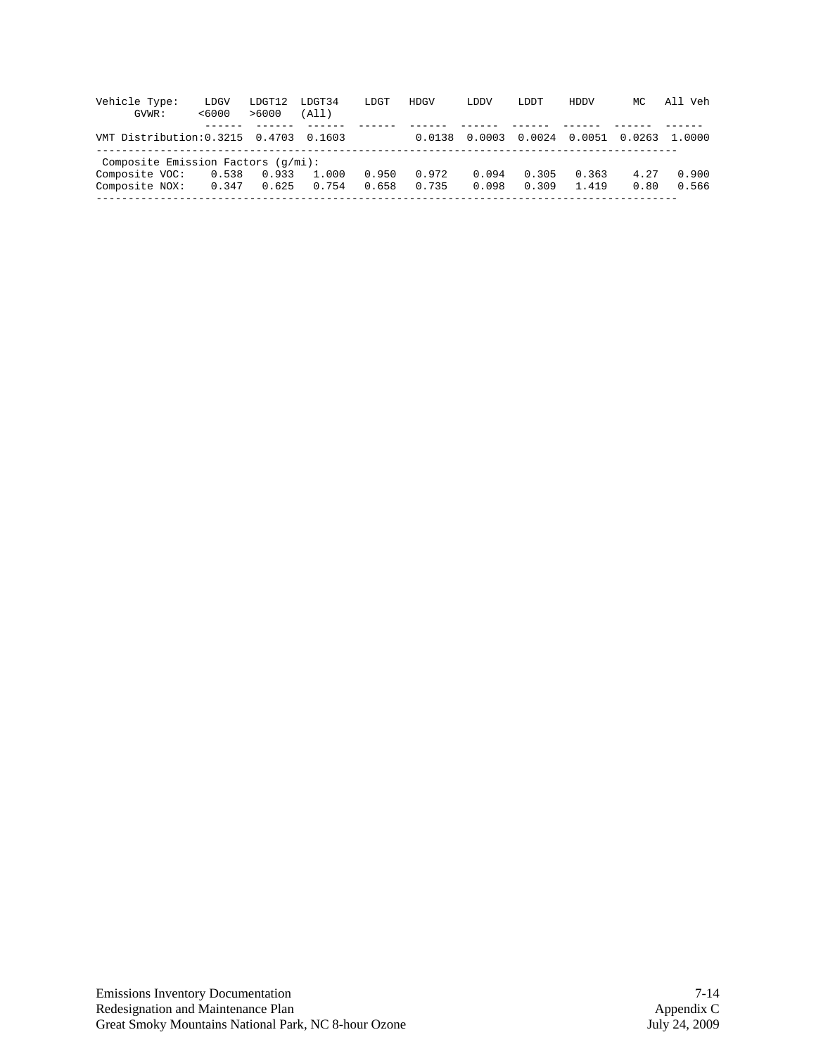```
Vehicle Type:    LDGV   LDGT12  LDGT34    LDGT    HDGV      LDDV     LDDT     HDDV       MC   All Veh
      GVWR:     <6000   >6000   (All)
               ------  ------  ------  ------  ------  ------  ------  ------  ------  ------
VMT Distribution:0.3215  0.4703  0.1603           0.0138  0.0003  0.0024  0.0051  0.0263  1.0000
---------------------------------------------------------------------------------------------
 Composite Emission Factors (g/mi):
Composite VOC:    0.538   0.933   1.000   0.950   0.972    0.094   0.305   0.363    4.27   0.900
Composite NOX:    0.347   0.625   0.754   0.658   0.735    0.098   0.309   1.419    0.80   0.566
---------------------------------------------------------------------------------------------
```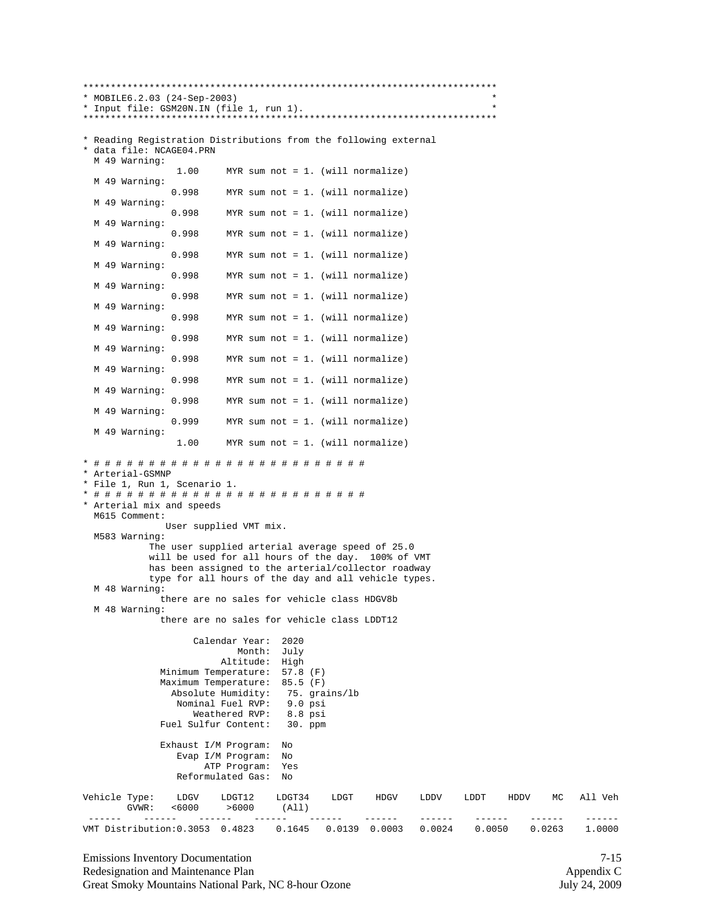```
************************************************************************
* MOBILE6.2.03 (24-Sep-2003)                                           *
* Input file: GSM20N.IN (file 1, run 1).                               *
************************************************************************

* Reading Registration Distributions from the following external
* data file: NCAGE04.PRN
  M 49 Warning:
                 1.00     MYR sum not = 1. (will normalize)
  M 49 Warning:
                0.998     MYR sum not = 1. (will normalize)
  M 49 Warning:
                0.998     MYR sum not = 1. (will normalize)
  M 49 Warning:
                0.998     MYR sum not = 1. (will normalize)
  M 49 Warning:
                0.998     MYR sum not = 1. (will normalize)
  M 49 Warning:
                0.998     MYR sum not = 1. (will normalize)
  M 49 Warning:
                0.998     MYR sum not = 1. (will normalize)
  M 49 Warning:
                0.998     MYR sum not = 1. (will normalize)
  M 49 Warning:
                0.998     MYR sum not = 1. (will normalize)
  M 49 Warning:
                0.998     MYR sum not = 1. (will normalize)
  M 49 Warning:
                0.998     MYR sum not = 1. (will normalize)
  M 49 Warning:
                0.998     MYR sum not = 1. (will normalize)
  M 49 Warning:
                0.999     MYR sum not = 1. (will normalize)
  M 49 Warning:
                 1.00     MYR sum not = 1. (will normalize)

* # # # # # # # # # # # # # # # # # # # # # # # # # #
* Arterial-GSMNP
* File 1, Run 1, Scenario 1.
* # # # # # # # # # # # # # # # # # # # # # # # # # #
* Arterial mix and speeds
  M615 Comment:
              User supplied VMT mix.
  M583 Warning:
            The user supplied arterial average speed of 25.0
            will be used for all hours of the day.  100% of VMT
            has been assigned to the arterial/collector roadway
            type for all hours of the day and all vehicle types.
  M 48 Warning:
              there are no sales for vehicle class HDGV8b
  M 48 Warning:
              there are no sales for vehicle class LDDT12

                    Calendar Year:  2020
                            Month:  July
                         Altitude:  High
              Minimum Temperature:  57.8 (F)
              Maximum Temperature:  85.5 (F)
                Absolute Humidity:   75. grains/lb
                 Nominal Fuel RVP:   9.0 psi
                    Weathered RVP:   8.8 psi
              Fuel Sulfur Content:   30. ppm

              Exhaust I/M Program:  No
                 Evap I/M Program:  No
                      ATP Program:  Yes
                 Reformulated Gas:  No

Vehicle Type:    LDGV    LDGT12    LDGT34    LDGT    HDGV    LDDV    LDDT    HDDV    MC   All Veh
       GVWR:    <6000     >6000     (All)
 ------    ------    ------    ------    ------    ------    ------    ------    ------    ------
VMT Distribution:0.3053  0.4823    0.1645   0.0139  0.0003   0.0024    0.0050    0.0263    1.0000
```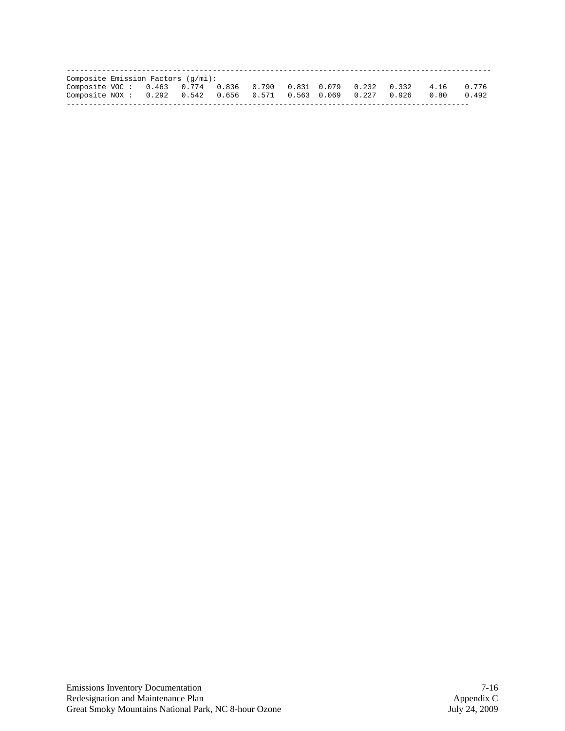```
-----------------------------------------------------------------------------------------------
Composite Emission Factors (g/mi):
Composite VOC :   0.463   0.774   0.836   0.790   0.831  0.079   0.232   0.332    4.16    0.776
Composite NOX :   0.292   0.542   0.656   0.571   0.563  0.069   0.227   0.926    0.80    0.492
------------------------------------------------------------------------------------------
```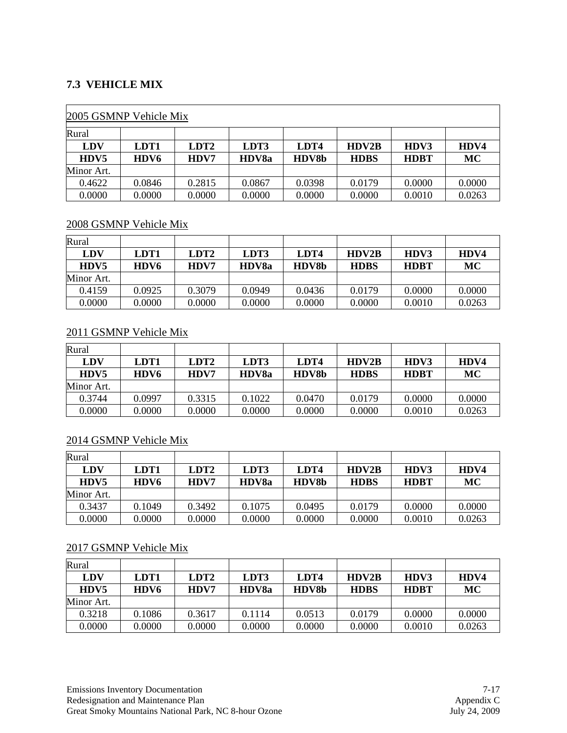## 7.3 VEHICLE MIX

2005 GSMNP Vehicle Mix

| Rural | | | | | | | |
|---|---|---|---|---|---|---|---|
| **LDV** | **LDT1** | **LDT2** | **LDT3** | **LDT4** | **HDV2B** | **HDV3** | **HDV4** |
| **HDV5** | **HDV6** | **HDV7** | **HDV8a** | **HDV8b** | **HDBS** | **HDBT** | **MC** |
| Minor Art. | | | | | | | |
| 0.4622 | 0.0846 | 0.2815 | 0.0867 | 0.0398 | 0.0179 | 0.0000 | 0.0000 |
| 0.0000 | 0.0000 | 0.0000 | 0.0000 | 0.0000 | 0.0000 | 0.0010 | 0.0263 |

2008 GSMNP Vehicle Mix

| Rural | | | | | | | |
|---|---|---|---|---|---|---|---|
| **LDV** | **LDT1** | **LDT2** | **LDT3** | **LDT4** | **HDV2B** | **HDV3** | **HDV4** |
| **HDV5** | **HDV6** | **HDV7** | **HDV8a** | **HDV8b** | **HDBS** | **HDBT** | **MC** |
| Minor Art. | | | | | | | |
| 0.4159 | 0.0925 | 0.3079 | 0.0949 | 0.0436 | 0.0179 | 0.0000 | 0.0000 |
| 0.0000 | 0.0000 | 0.0000 | 0.0000 | 0.0000 | 0.0000 | 0.0010 | 0.0263 |

2011 GSMNP Vehicle Mix

| Rural | | | | | | | |
|---|---|---|---|---|---|---|---|
| **LDV** | **LDT1** | **LDT2** | **LDT3** | **LDT4** | **HDV2B** | **HDV3** | **HDV4** |
| **HDV5** | **HDV6** | **HDV7** | **HDV8a** | **HDV8b** | **HDBS** | **HDBT** | **MC** |
| Minor Art. | | | | | | | |
| 0.3744 | 0.0997 | 0.3315 | 0.1022 | 0.0470 | 0.0179 | 0.0000 | 0.0000 |
| 0.0000 | 0.0000 | 0.0000 | 0.0000 | 0.0000 | 0.0000 | 0.0010 | 0.0263 |

2014 GSMNP Vehicle Mix

| Rural | | | | | | | |
|---|---|---|---|---|---|---|---|
| **LDV** | **LDT1** | **LDT2** | **LDT3** | **LDT4** | **HDV2B** | **HDV3** | **HDV4** |
| **HDV5** | **HDV6** | **HDV7** | **HDV8a** | **HDV8b** | **HDBS** | **HDBT** | **MC** |
| Minor Art. | | | | | | | |
| 0.3437 | 0.1049 | 0.3492 | 0.1075 | 0.0495 | 0.0179 | 0.0000 | 0.0000 |
| 0.0000 | 0.0000 | 0.0000 | 0.0000 | 0.0000 | 0.0000 | 0.0010 | 0.0263 |

2017 GSMNP Vehicle Mix

| Rural | | | | | | | |
|---|---|---|---|---|---|---|---|
| **LDV** | **LDT1** | **LDT2** | **LDT3** | **LDT4** | **HDV2B** | **HDV3** | **HDV4** |
| **HDV5** | **HDV6** | **HDV7** | **HDV8a** | **HDV8b** | **HDBS** | **HDBT** | **MC** |
| Minor Art. | | | | | | | |
| 0.3218 | 0.1086 | 0.3617 | 0.1114 | 0.0513 | 0.0179 | 0.0000 | 0.0000 |
| 0.0000 | 0.0000 | 0.0000 | 0.0000 | 0.0000 | 0.0000 | 0.0010 | 0.0263 |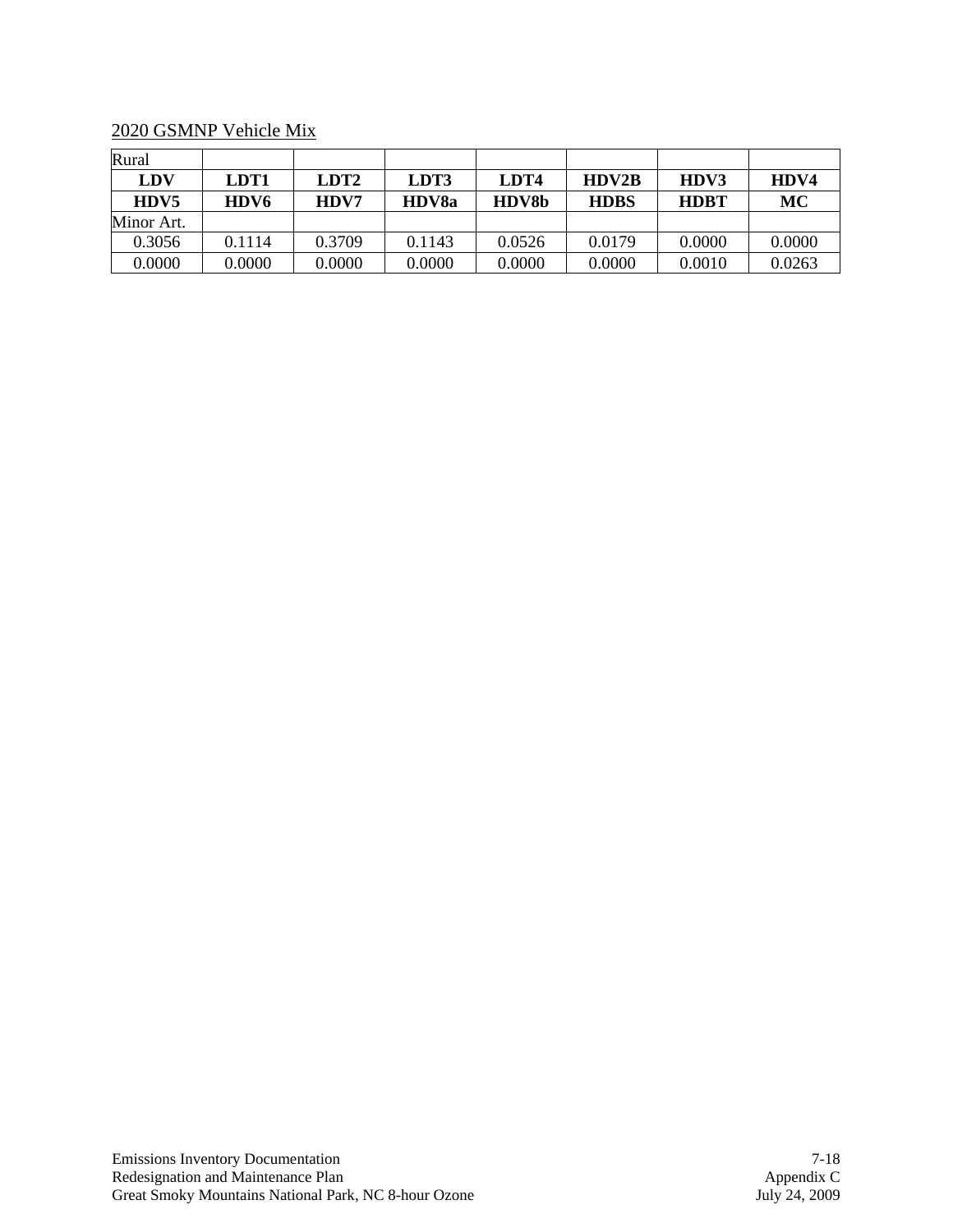2020 GSMNP Vehicle Mix

| | | | | | | | |
|---|---|---|---|---|---|---|---|
| Rural | | | | | | | |
| **LDV** | **LDT1** | **LDT2** | **LDT3** | **LDT4** | **HDV2B** | **HDV3** | **HDV4** |
| **HDV5** | **HDV6** | **HDV7** | **HDV8a** | **HDV8b** | **HDBS** | **HDBT** | **MC** |
| Minor Art. | | | | | | | |
| 0.3056 | 0.1114 | 0.3709 | 0.1143 | 0.0526 | 0.0179 | 0.0000 | 0.0000 |
| 0.0000 | 0.0000 | 0.0000 | 0.0000 | 0.0000 | 0.0000 | 0.0010 | 0.0263 |